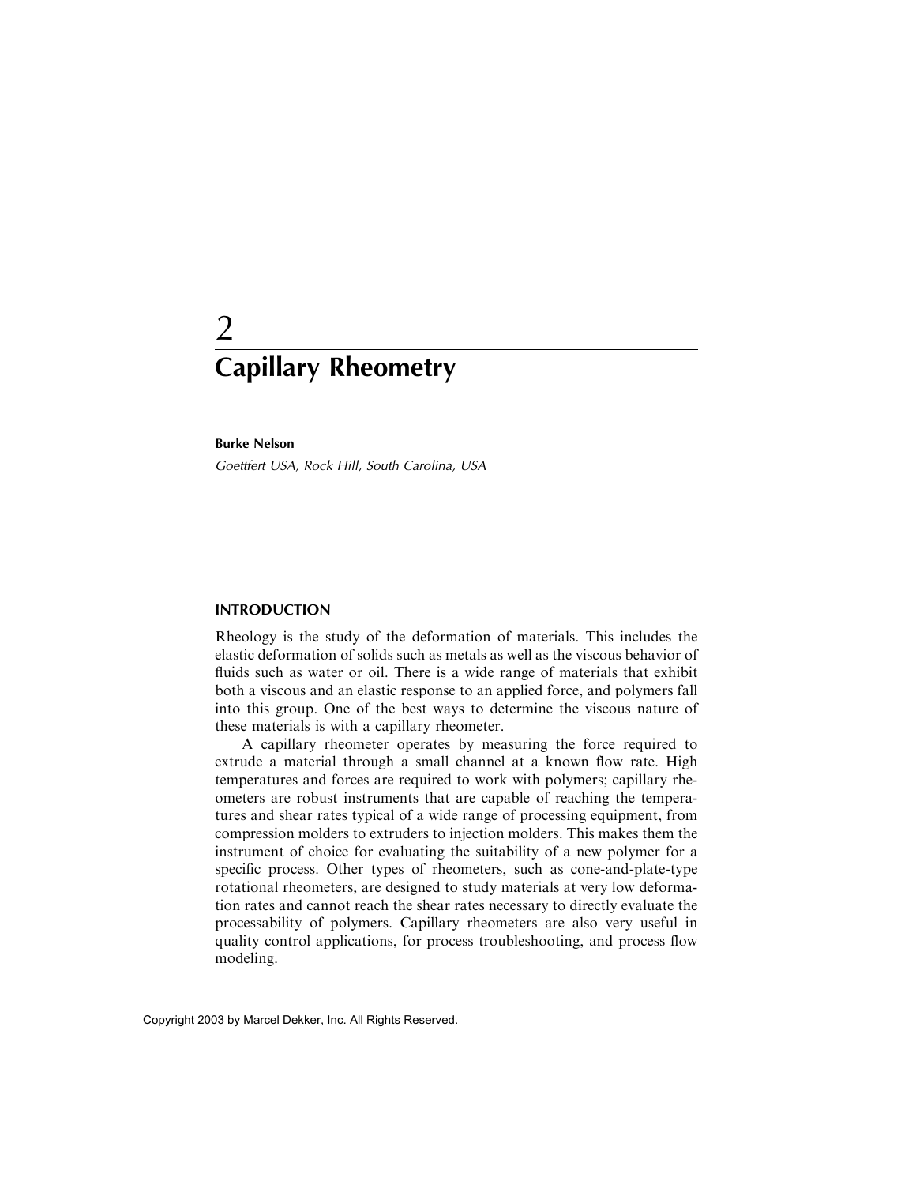# 2
# Capillary Rheometry

**Burke Nelson**

*Goettfert USA, Rock Hill, South Carolina, USA*

## INTRODUCTION

Rheology is the study of the deformation of materials. This includes the elastic deformation of solids such as metals as well as the viscous behavior of fluids such as water or oil. There is a wide range of materials that exhibit both a viscous and an elastic response to an applied force, and polymers fall into this group. One of the best ways to determine the viscous nature of these materials is with a capillary rheometer.

A capillary rheometer operates by measuring the force required to extrude a material through a small channel at a known flow rate. High temperatures and forces are required to work with polymers; capillary rheometers are robust instruments that are capable of reaching the temperatures and shear rates typical of a wide range of processing equipment, from compression molders to extruders to injection molders. This makes them the instrument of choice for evaluating the suitability of a new polymer for a specific process. Other types of rheometers, such as cone-and-plate-type rotational rheometers, are designed to study materials at very low deformation rates and cannot reach the shear rates necessary to directly evaluate the processability of polymers. Capillary rheometers are also very useful in quality control applications, for process troubleshooting, and process flow modeling.

Copyright 2003 by Marcel Dekker, Inc. All Rights Reserved.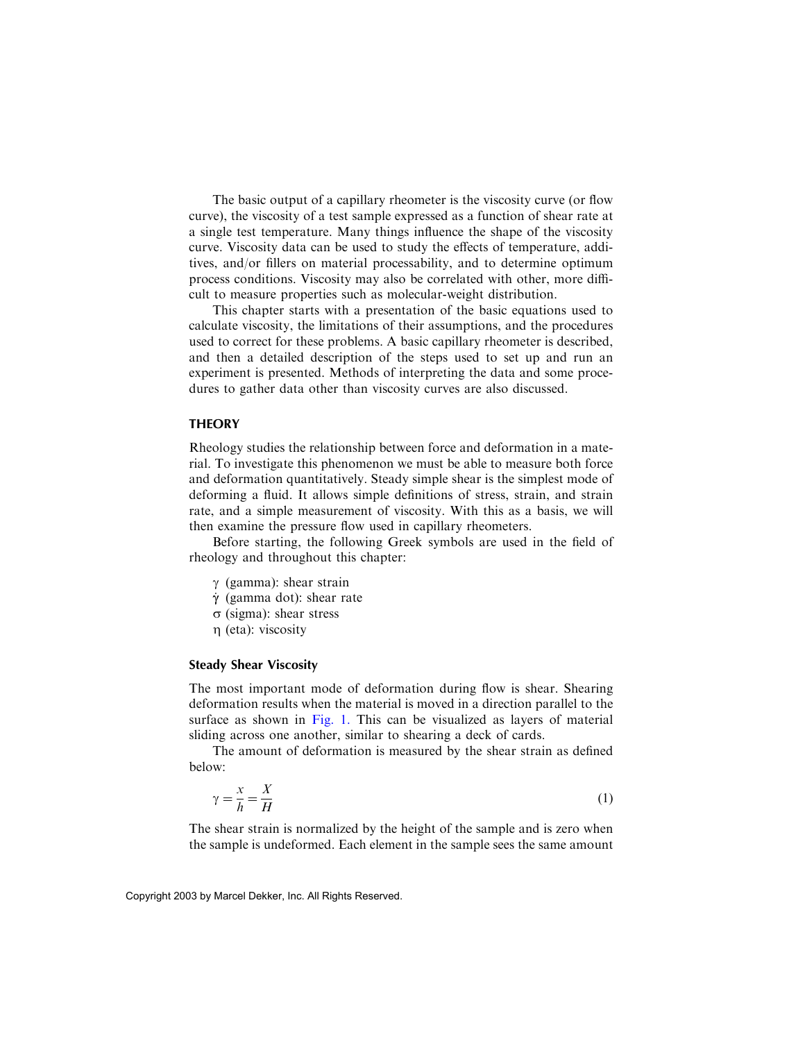The basic output of a capillary rheometer is the viscosity curve (or flow curve), the viscosity of a test sample expressed as a function of shear rate at a single test temperature. Many things influence the shape of the viscosity curve. Viscosity data can be used to study the effects of temperature, additives, and/or fillers on material processability, and to determine optimum process conditions. Viscosity may also be correlated with other, more difficult to measure properties such as molecular-weight distribution.

This chapter starts with a presentation of the basic equations used to calculate viscosity, the limitations of their assumptions, and the procedures used to correct for these problems. A basic capillary rheometer is described, and then a detailed description of the steps used to set up and run an experiment is presented. Methods of interpreting the data and some procedures to gather data other than viscosity curves are also discussed.

## THEORY

Rheology studies the relationship between force and deformation in a material. To investigate this phenomenon we must be able to measure both force and deformation quantitatively. Steady simple shear is the simplest mode of deforming a fluid. It allows simple definitions of stress, strain, and strain rate, and a simple measurement of viscosity. With this as a basis, we will then examine the pressure flow used in capillary rheometers.

Before starting, the following Greek symbols are used in the field of rheology and throughout this chapter:

- $\gamma$ (gamma): shear strain
- $\dot{\gamma}$ (gamma dot): shear rate
- $\sigma$ (sigma): shear stress
- $\eta$ (eta): viscosity

### Steady Shear Viscosity

The most important mode of deformation during flow is shear. Shearing deformation results when the material is moved in a direction parallel to the surface as shown in Fig. 1. This can be visualized as layers of material sliding across one another, similar to shearing a deck of cards.

The amount of deformation is measured by the shear strain as defined below:

$$\gamma = \frac{x}{h} = \frac{X}{H} \tag{1}$$

The shear strain is normalized by the height of the sample and is zero when the sample is undeformed. Each element in the sample sees the same amount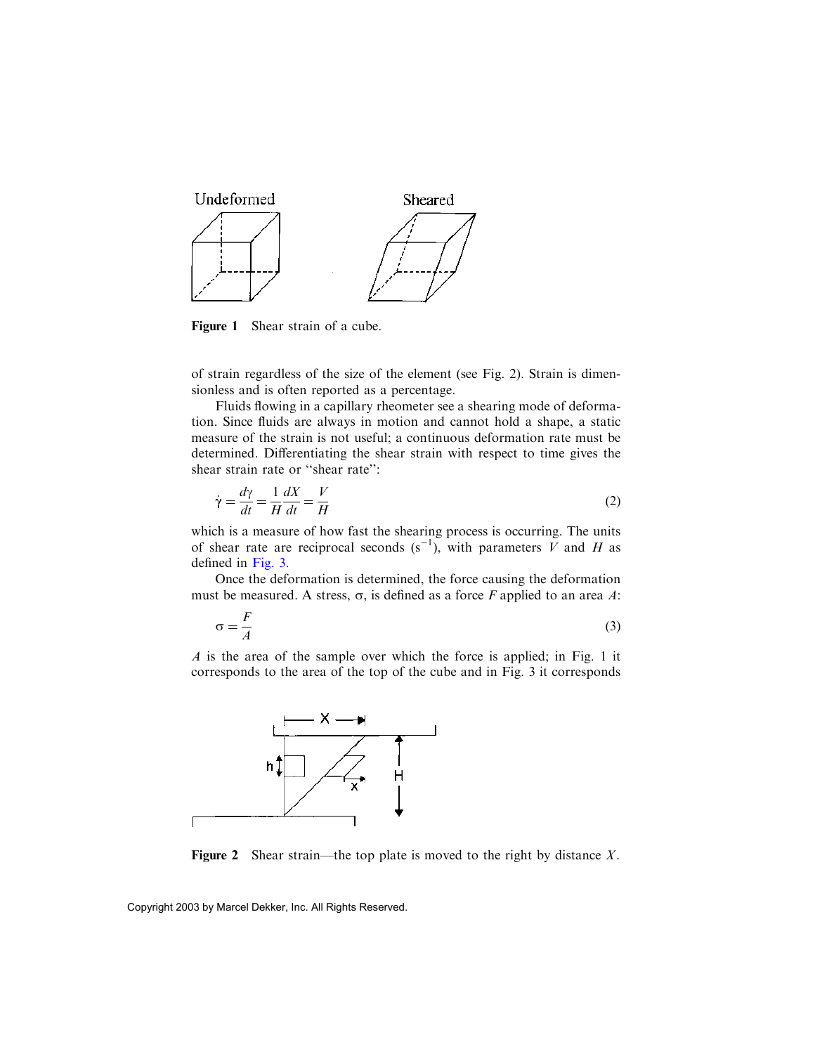Figure 1 Shear strain of a cube.

of strain regardless of the size of the element (see Fig. 2). Strain is dimensionless and is often reported as a percentage.

Fluids flowing in a capillary rheometer see a shearing mode of deformation. Since fluids are always in motion and cannot hold a shape, a static measure of the strain is not useful; a continuous deformation rate must be determined. Differentiating the shear strain with respect to time gives the shear strain rate or "shear rate":

$$\dot{\gamma} = \frac{d\gamma}{dt} = \frac{1}{H}\frac{dX}{dt} = \frac{V}{H} \tag{2}$$

which is a measure of how fast the shearing process is occurring. The units of shear rate are reciprocal seconds ($s^{-1}$), with parameters $V$ and $H$ as defined in Fig. 3.

Once the deformation is determined, the force causing the deformation must be measured. A stress, $\sigma$, is defined as a force $F$ applied to an area $A$:

$$\sigma = \frac{F}{A} \tag{3}$$

$A$ is the area of the sample over which the force is applied; in Fig. 1 it corresponds to the area of the top of the cube and in Fig. 3 it corresponds

Figure 2 Shear strain—the top plate is moved to the right by distance $X$.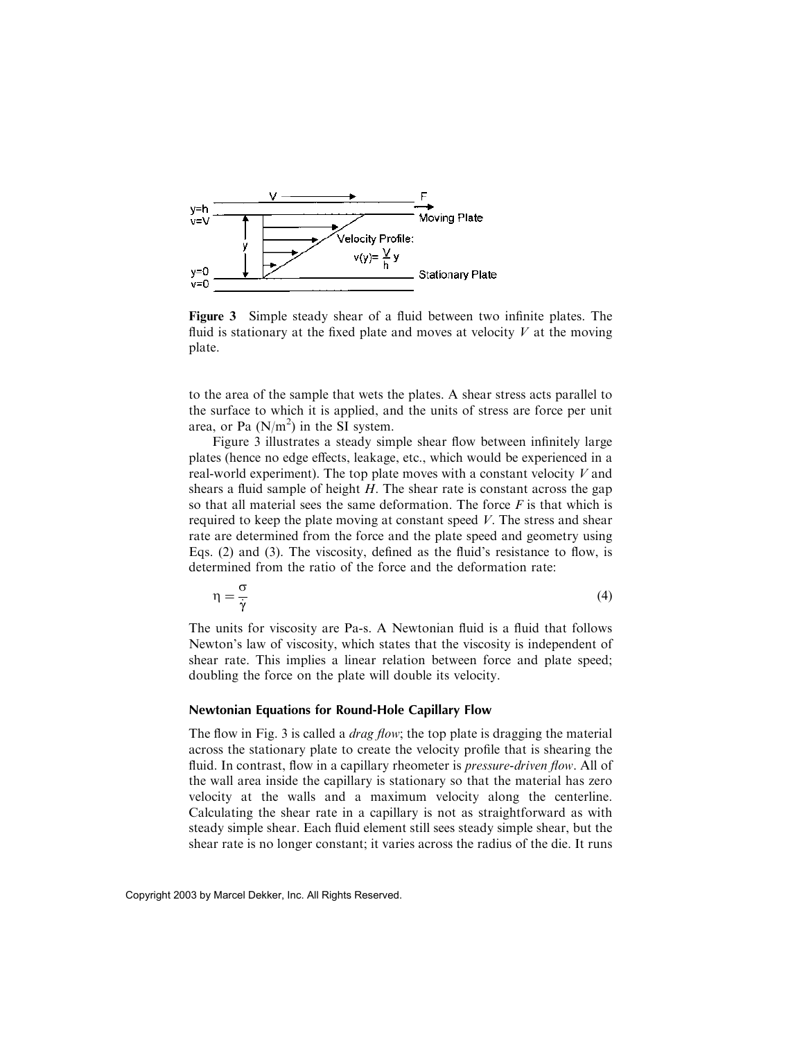**Figure 3** Simple steady shear of a fluid between two infinite plates. The fluid is stationary at the fixed plate and moves at velocity $V$ at the moving plate.

to the area of the sample that wets the plates. A shear stress acts parallel to the surface to which it is applied, and the units of stress are force per unit area, or Pa (N/m$^2$) in the SI system.

Figure 3 illustrates a steady simple shear flow between infinitely large plates (hence no edge effects, leakage, etc., which would be experienced in a real-world experiment). The top plate moves with a constant velocity $V$ and shears a fluid sample of height $H$. The shear rate is constant across the gap so that all material sees the same deformation. The force $F$ is that which is required to keep the plate moving at constant speed $V$. The stress and shear rate are determined from the force and the plate speed and geometry using Eqs. (2) and (3). The viscosity, defined as the fluid's resistance to flow, is determined from the ratio of the force and the deformation rate:

$$\eta = \frac{\sigma}{\dot{\gamma}} \tag{4}$$

The units for viscosity are Pa-s. A Newtonian fluid is a fluid that follows Newton's law of viscosity, which states that the viscosity is independent of shear rate. This implies a linear relation between force and plate speed; doubling the force on the plate will double its velocity.

### Newtonian Equations for Round-Hole Capillary Flow

The flow in Fig. 3 is called a *drag flow*; the top plate is dragging the material across the stationary plate to create the velocity profile that is shearing the fluid. In contrast, flow in a capillary rheometer is *pressure-driven flow*. All of the wall area inside the capillary is stationary so that the material has zero velocity at the walls and a maximum velocity along the centerline. Calculating the shear rate in a capillary is not as straightforward as with steady simple shear. Each fluid element still sees steady simple shear, but the shear rate is no longer constant; it varies across the radius of the die. It runs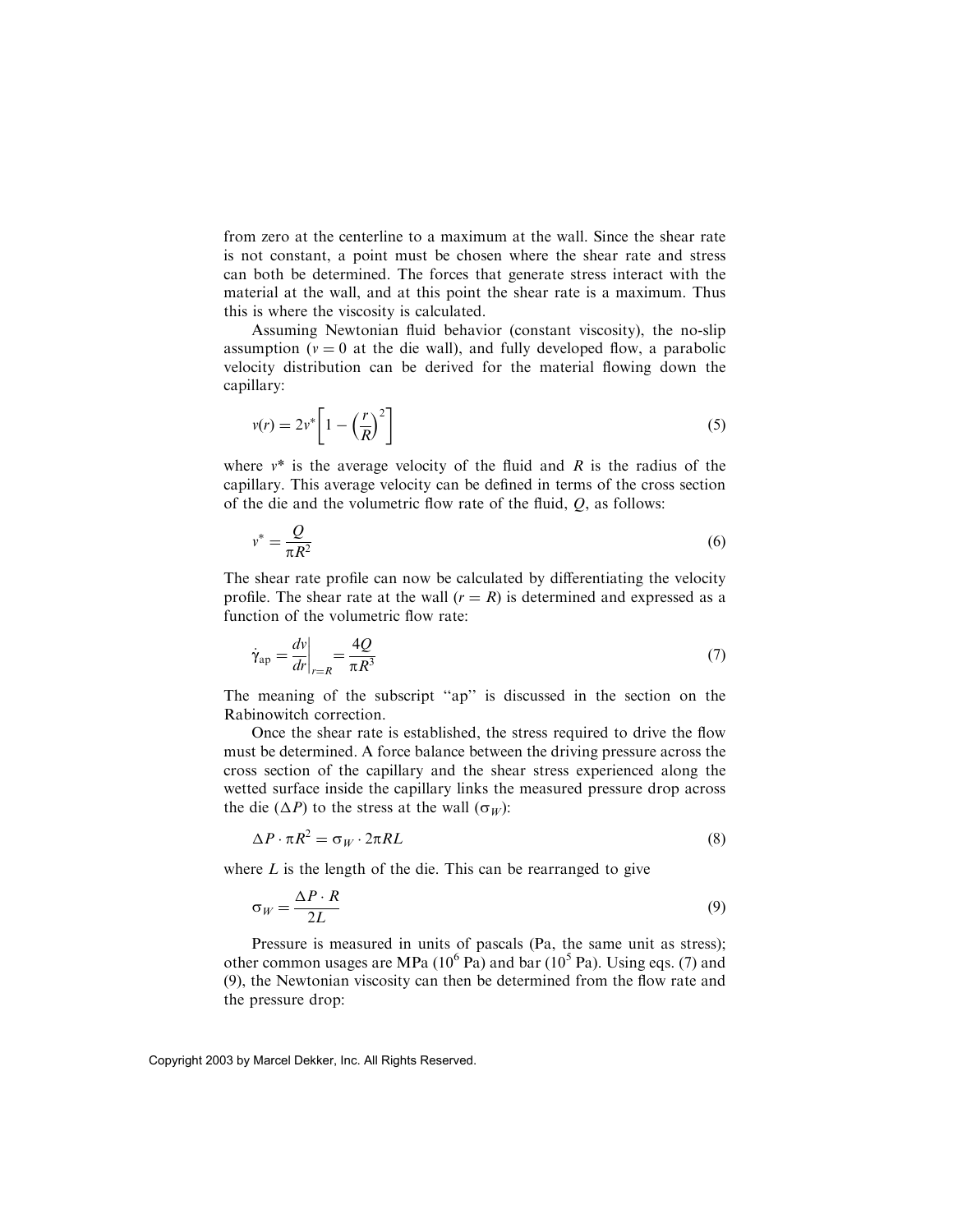from zero at the centerline to a maximum at the wall. Since the shear rate is not constant, a point must be chosen where the shear rate and stress can both be determined. The forces that generate stress interact with the material at the wall, and at this point the shear rate is a maximum. Thus this is where the viscosity is calculated.

Assuming Newtonian fluid behavior (constant viscosity), the no-slip assumption ($v = 0$ at the die wall), and fully developed flow, a parabolic velocity distribution can be derived for the material flowing down the capillary:

$$v(r) = 2v^*\left[1 - \left(\frac{r}{R}\right)^2\right] \tag{5}$$

where $v^*$ is the average velocity of the fluid and $R$ is the radius of the capillary. This average velocity can be defined in terms of the cross section of the die and the volumetric flow rate of the fluid, $Q$, as follows:

$$v^* = \frac{Q}{\pi R^2} \tag{6}$$

The shear rate profile can now be calculated by differentiating the velocity profile. The shear rate at the wall ($r = R$) is determined and expressed as a function of the volumetric flow rate:

$$\dot{\gamma}_{\mathrm{ap}} = \left.\frac{dv}{dr}\right|_{r=R} = \frac{4Q}{\pi R^3} \tag{7}$$

The meaning of the subscript "ap" is discussed in the section on the Rabinowitch correction.

Once the shear rate is established, the stress required to drive the flow must be determined. A force balance between the driving pressure across the cross section of the capillary and the shear stress experienced along the wetted surface inside the capillary links the measured pressure drop across the die ($\Delta P$) to the stress at the wall ($\sigma_W$):

$$\Delta P \cdot \pi R^2 = \sigma_W \cdot 2\pi R L \tag{8}$$

where $L$ is the length of the die. This can be rearranged to give

$$\sigma_W = \frac{\Delta P \cdot R}{2L} \tag{9}$$

Pressure is measured in units of pascals (Pa, the same unit as stress); other common usages are MPa ($10^6$ Pa) and bar ($10^5$ Pa). Using eqs. (7) and (9), the Newtonian viscosity can then be determined from the flow rate and the pressure drop: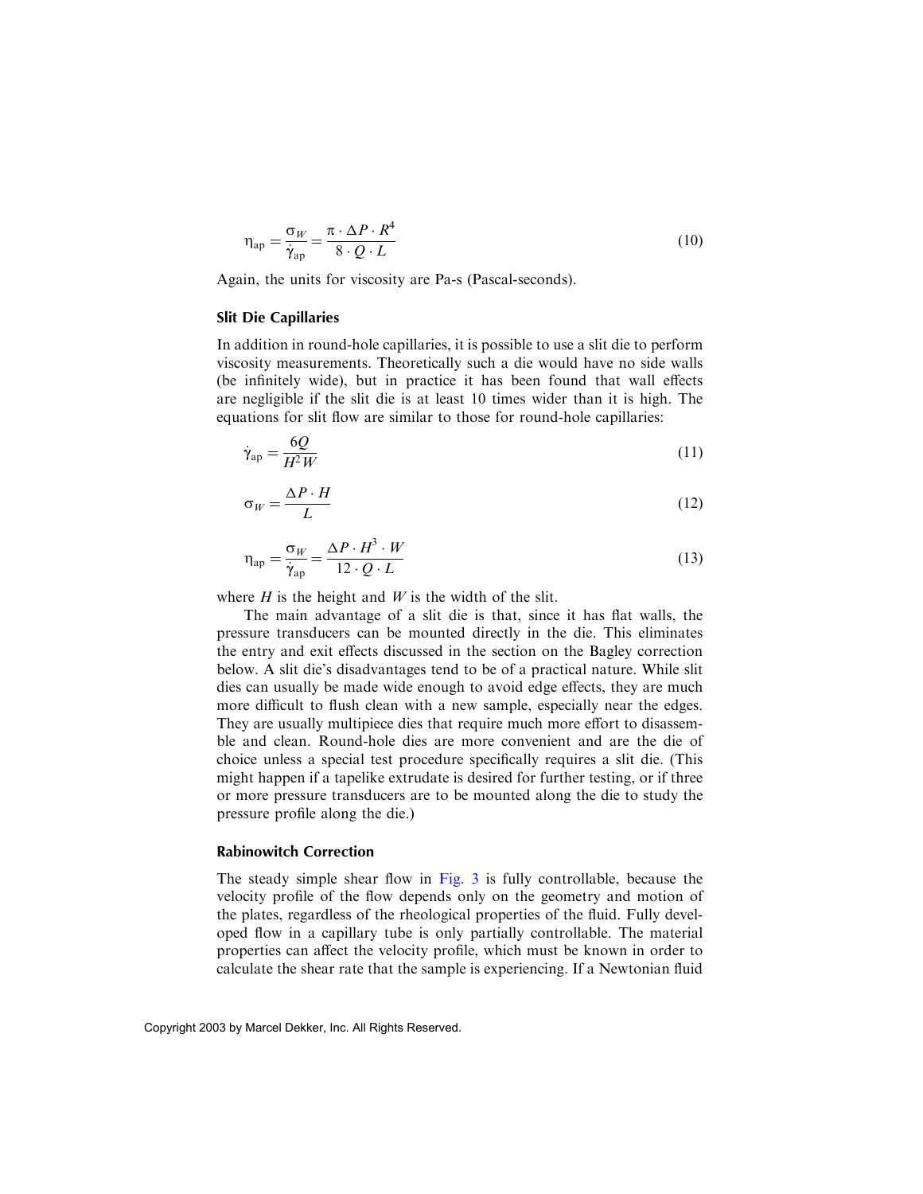$$\eta_{ap} = \frac{\sigma_W}{\dot{\gamma}_{ap}} = \frac{\pi \cdot \Delta P \cdot R^4}{8 \cdot Q \cdot L} \tag{10}$$

Again, the units for viscosity are Pa-s (Pascal-seconds).

### Slit Die Capillaries

In addition in round-hole capillaries, it is possible to use a slit die to perform viscosity measurements. Theoretically such a die would have no side walls (be infinitely wide), but in practice it has been found that wall effects are negligible if the slit die is at least 10 times wider than it is high. The equations for slit flow are similar to those for round-hole capillaries:

$$\dot{\gamma}_{ap} = \frac{6Q}{H^2 W} \tag{11}$$

$$\sigma_W = \frac{\Delta P \cdot H}{L} \tag{12}$$

$$\eta_{ap} = \frac{\sigma_W}{\dot{\gamma}_{ap}} = \frac{\Delta P \cdot H^3 \cdot W}{12 \cdot Q \cdot L} \tag{13}$$

where $H$ is the height and $W$ is the width of the slit.

The main advantage of a slit die is that, since it has flat walls, the pressure transducers can be mounted directly in the die. This eliminates the entry and exit effects discussed in the section on the Bagley correction below. A slit die's disadvantages tend to be of a practical nature. While slit dies can usually be made wide enough to avoid edge effects, they are much more difficult to flush clean with a new sample, especially near the edges. They are usually multipiece dies that require much more effort to disassemble and clean. Round-hole dies are more convenient and are the die of choice unless a special test procedure specifically requires a slit die. (This might happen if a tapelike extrudate is desired for further testing, or if three or more pressure transducers are to be mounted along the die to study the pressure profile along the die.)

### Rabinowitch Correction

The steady simple shear flow in Fig. 3 is fully controllable, because the velocity profile of the flow depends only on the geometry and motion of the plates, regardless of the rheological properties of the fluid. Fully developed flow in a capillary tube is only partially controllable. The material properties can affect the velocity profile, which must be known in order to calculate the shear rate that the sample is experiencing. If a Newtonian fluid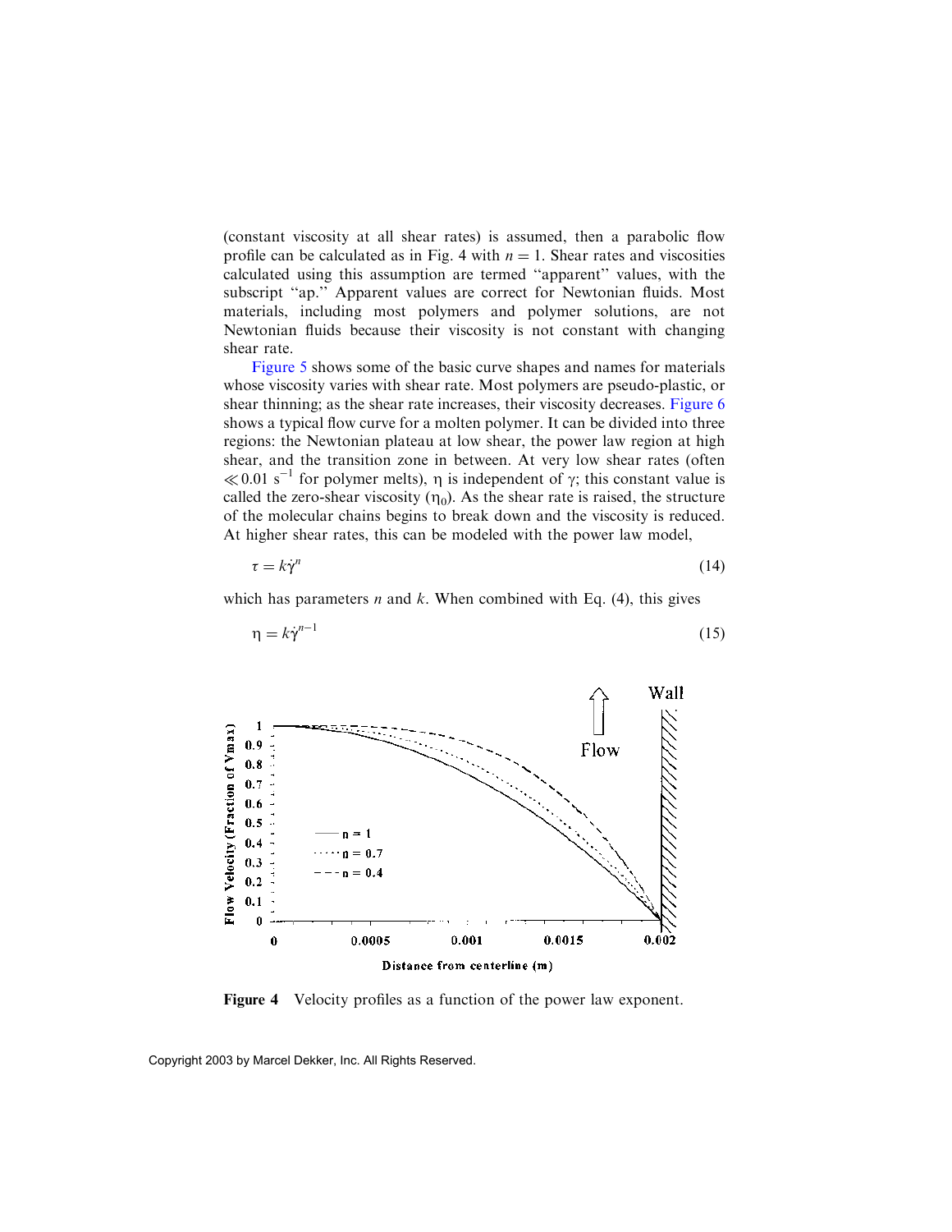(constant viscosity at all shear rates) is assumed, then a parabolic flow profile can be calculated as in Fig. 4 with $n = 1$. Shear rates and viscosities calculated using this assumption are termed "apparent" values, with the subscript "ap." Apparent values are correct for Newtonian fluids. Most materials, including most polymers and polymer solutions, are not Newtonian fluids because their viscosity is not constant with changing shear rate.

Figure 5 shows some of the basic curve shapes and names for materials whose viscosity varies with shear rate. Most polymers are pseudo-plastic, or shear thinning; as the shear rate increases, their viscosity decreases. Figure 6 shows a typical flow curve for a molten polymer. It can be divided into three regions: the Newtonian plateau at low shear, the power law region at high shear, and the transition zone in between. At very low shear rates (often $\ll 0.01\ \text{s}^{-1}$ for polymer melts), $\eta$ is independent of $\gamma$; this constant value is called the zero-shear viscosity ($\eta_0$). As the shear rate is raised, the structure of the molecular chains begins to break down and the viscosity is reduced. At higher shear rates, this can be modeled with the power law model,

$$\tau = k\dot{\gamma}^n \tag{14}$$

which has parameters $n$ and $k$. When combined with Eq. (4), this gives

$$\eta = k\dot{\gamma}^{n-1} \tag{15}$$

**Figure 4** Velocity profiles as a function of the power law exponent.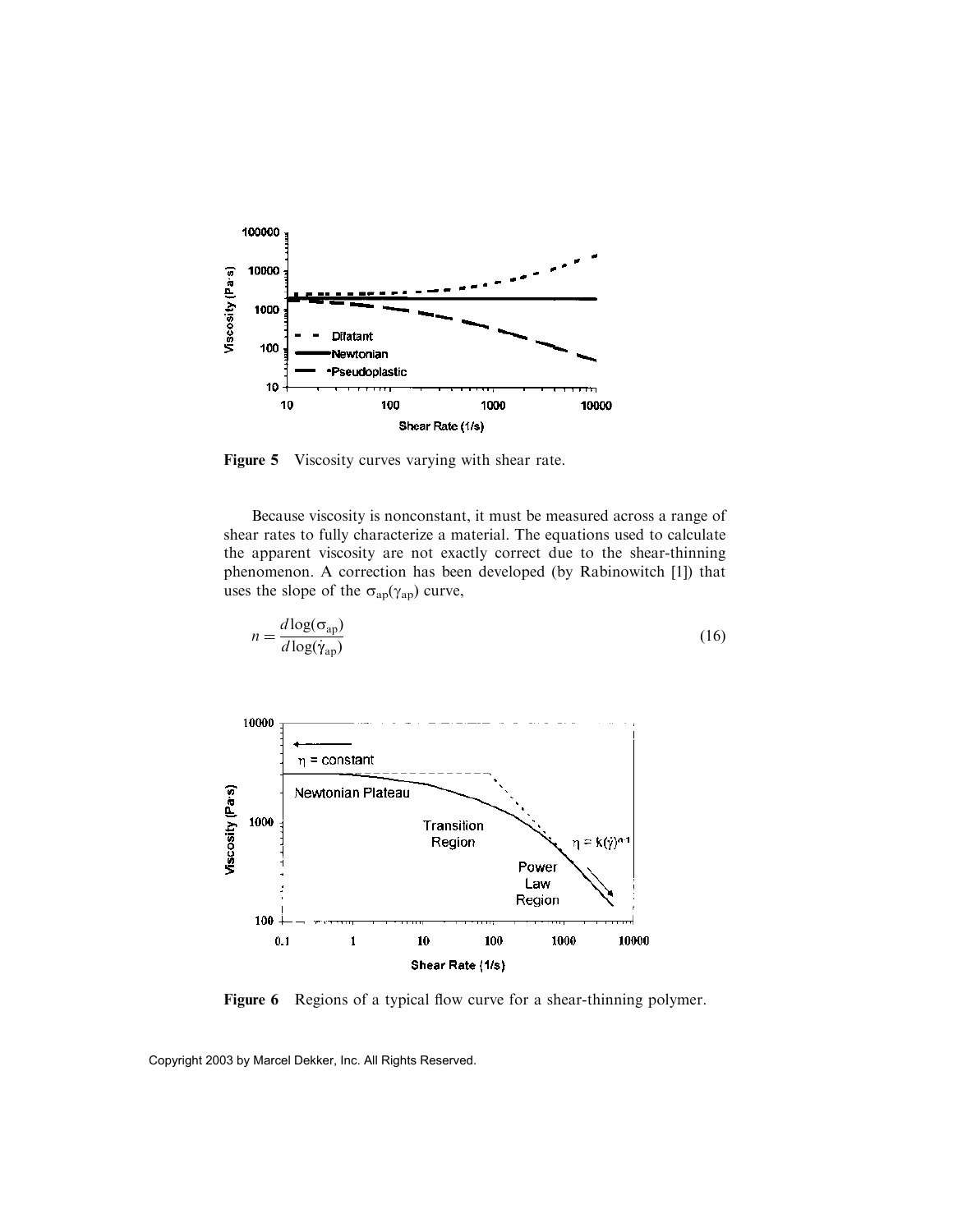Figure 5 Viscosity curves varying with shear rate.

Because viscosity is nonconstant, it must be measured across a range of shear rates to fully characterize a material. The equations used to calculate the apparent viscosity are not exactly correct due to the shear-thinning phenomenon. A correction has been developed (by Rabinowitch [1]) that uses the slope of the $\sigma_{ap}(\gamma_{ap})$ curve,

$$n = \frac{d\log(\sigma_{ap})}{d\log(\dot{\gamma}_{ap})} \tag{16}$$

Figure 6 Regions of a typical flow curve for a shear-thinning polymer.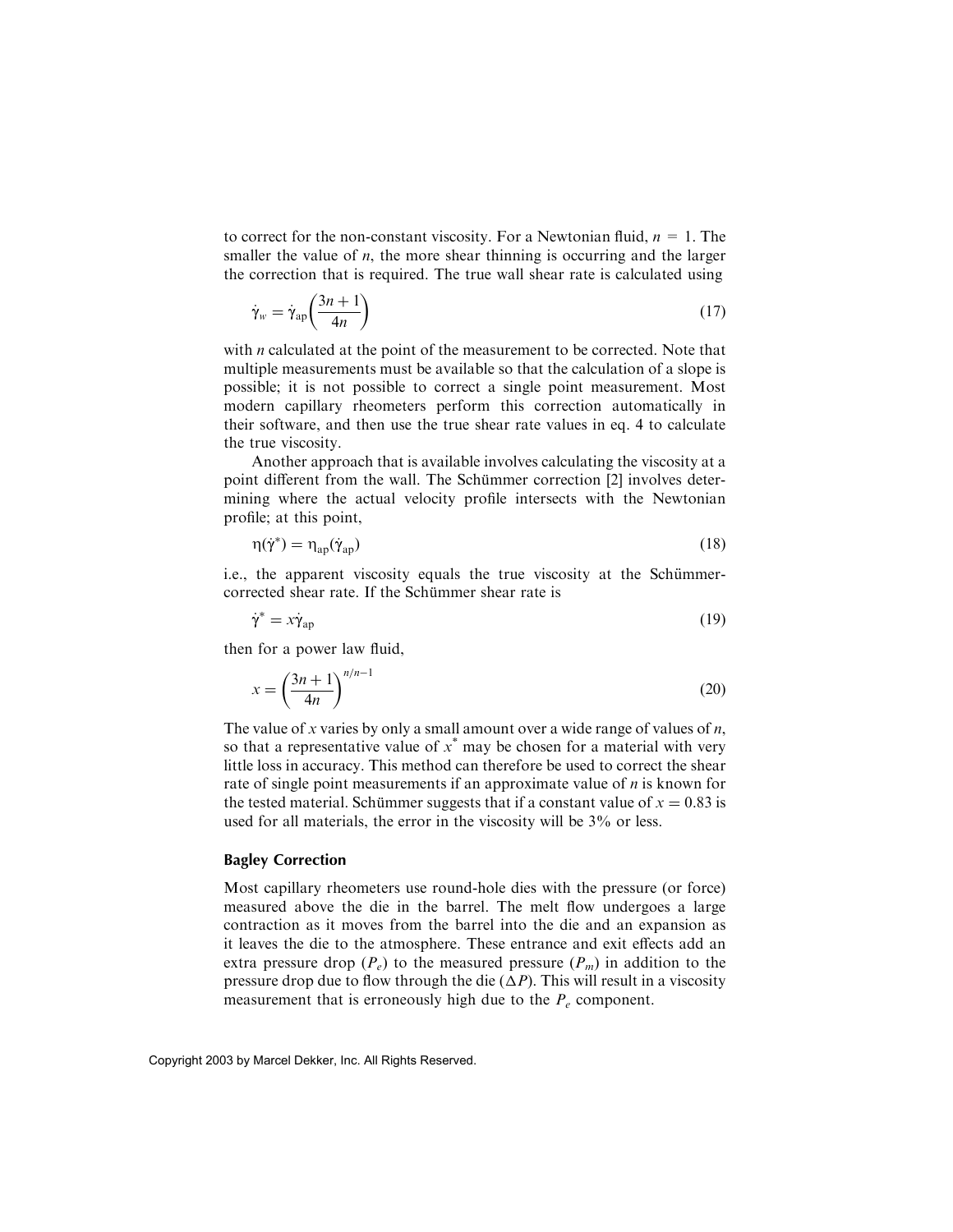to correct for the non-constant viscosity. For a Newtonian fluid, $n = 1$. The smaller the value of $n$, the more shear thinning is occurring and the larger the correction that is required. The true wall shear rate is calculated using

$$\dot{\gamma}_w = \dot{\gamma}_{ap}\left(\frac{3n+1}{4n}\right) \tag{17}$$

with $n$ calculated at the point of the measurement to be corrected. Note that multiple measurements must be available so that the calculation of a slope is possible; it is not possible to correct a single point measurement. Most modern capillary rheometers perform this correction automatically in their software, and then use the true shear rate values in eq. 4 to calculate the true viscosity.

Another approach that is available involves calculating the viscosity at a point different from the wall. The Schümmer correction [2] involves determining where the actual velocity profile intersects with the Newtonian profile; at this point,

$$\eta(\dot{\gamma}^*) = \eta_{ap}(\dot{\gamma}_{ap}) \tag{18}$$

i.e., the apparent viscosity equals the true viscosity at the Schümmer-corrected shear rate. If the Schümmer shear rate is

$$\dot{\gamma}^* = x\dot{\gamma}_{ap} \tag{19}$$

then for a power law fluid,

$$x = \left(\frac{3n+1}{4n}\right)^{n/n-1} \tag{20}$$

The value of $x$ varies by only a small amount over a wide range of values of $n$, so that a representative value of $x^*$ may be chosen for a material with very little loss in accuracy. This method can therefore be used to correct the shear rate of single point measurements if an approximate value of $n$ is known for the tested material. Schümmer suggests that if a constant value of $x = 0.83$ is used for all materials, the error in the viscosity will be 3% or less.

### Bagley Correction

Most capillary rheometers use round-hole dies with the pressure (or force) measured above the die in the barrel. The melt flow undergoes a large contraction as it moves from the barrel into the die and an expansion as it leaves the die to the atmosphere. These entrance and exit effects add an extra pressure drop ($P_e$) to the measured pressure ($P_m$) in addition to the pressure drop due to flow through the die ($\Delta P$). This will result in a viscosity measurement that is erroneously high due to the $P_e$ component.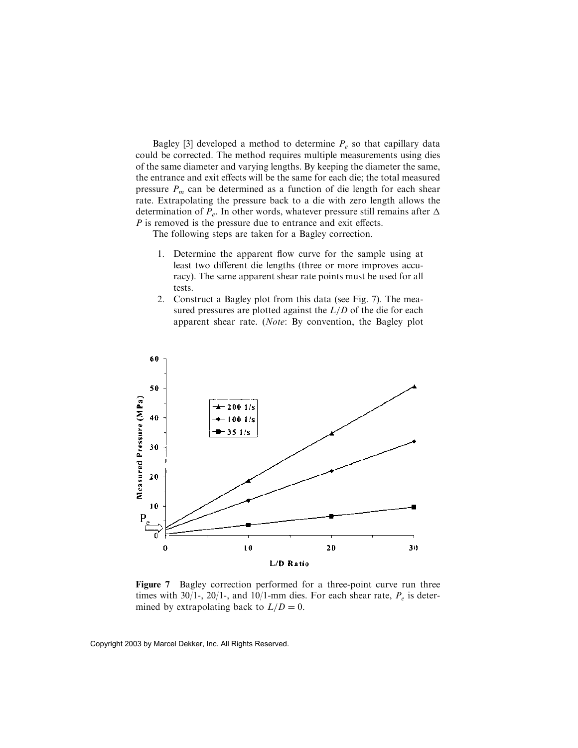Bagley [3] developed a method to determine $P_e$ so that capillary data could be corrected. The method requires multiple measurements using dies of the same diameter and varying lengths. By keeping the diameter the same, the entrance and exit effects will be the same for each die; the total measured pressure $P_m$ can be determined as a function of die length for each shear rate. Extrapolating the pressure back to a die with zero length allows the determination of $P_e$. In other words, whatever pressure still remains after $\Delta P$ is removed is the pressure due to entrance and exit effects.

The following steps are taken for a Bagley correction.

1. Determine the apparent flow curve for the sample using at least two different die lengths (three or more improves accuracy). The same apparent shear rate points must be used for all tests.
2. Construct a Bagley plot from this data (see Fig. 7). The measured pressures are plotted against the $L/D$ of the die for each apparent shear rate. (*Note*: By convention, the Bagley plot

**Figure 7** Bagley correction performed for a three-point curve run three times with 30/1-, 20/1-, and 10/1-mm dies. For each shear rate, $P_e$ is determined by extrapolating back to $L/D = 0$.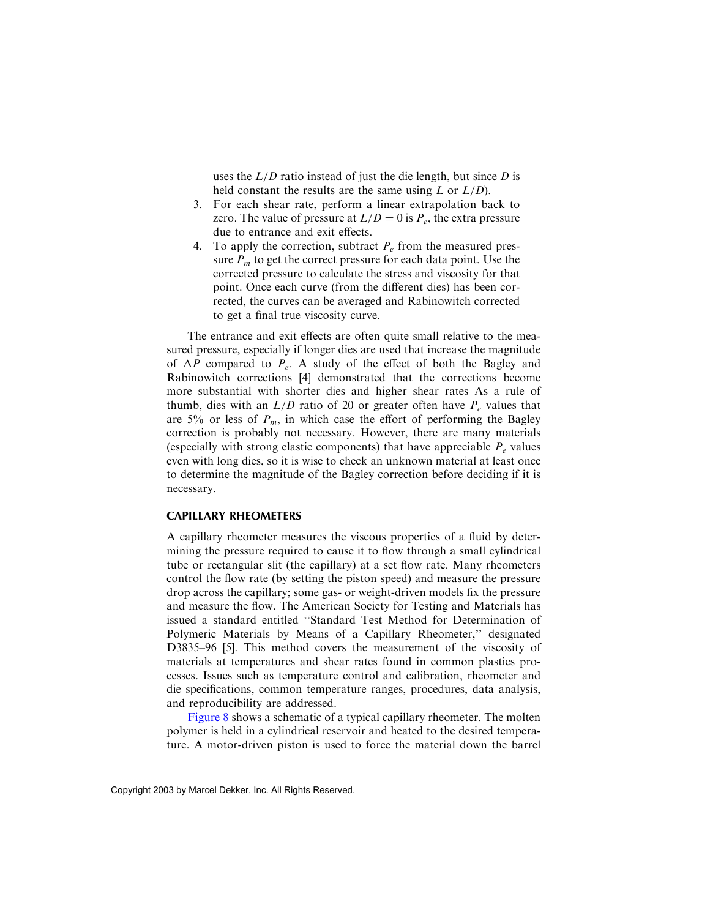uses the $L/D$ ratio instead of just the die length, but since $D$ is held constant the results are the same using $L$ or $L/D$).

3. For each shear rate, perform a linear extrapolation back to zero. The value of pressure at $L/D = 0$ is $P_e$, the extra pressure due to entrance and exit effects.
4. To apply the correction, subtract $P_e$ from the measured pressure $P_m$ to get the correct pressure for each data point. Use the corrected pressure to calculate the stress and viscosity for that point. Once each curve (from the different dies) has been corrected, the curves can be averaged and Rabinowitch corrected to get a final true viscosity curve.

The entrance and exit effects are often quite small relative to the measured pressure, especially if longer dies are used that increase the magnitude of $\Delta P$ compared to $P_e$. A study of the effect of both the Bagley and Rabinowitch corrections [4] demonstrated that the corrections become more substantial with shorter dies and higher shear rates As a rule of thumb, dies with an $L/D$ ratio of 20 or greater often have $P_e$ values that are 5% or less of $P_m$, in which case the effort of performing the Bagley correction is probably not necessary. However, there are many materials (especially with strong elastic components) that have appreciable $P_e$ values even with long dies, so it is wise to check an unknown material at least once to determine the magnitude of the Bagley correction before deciding if it is necessary.

## CAPILLARY RHEOMETERS

A capillary rheometer measures the viscous properties of a fluid by determining the pressure required to cause it to flow through a small cylindrical tube or rectangular slit (the capillary) at a set flow rate. Many rheometers control the flow rate (by setting the piston speed) and measure the pressure drop across the capillary; some gas- or weight-driven models fix the pressure and measure the flow. The American Society for Testing and Materials has issued a standard entitled "Standard Test Method for Determination of Polymeric Materials by Means of a Capillary Rheometer," designated D3835–96 [5]. This method covers the measurement of the viscosity of materials at temperatures and shear rates found in common plastics processes. Issues such as temperature control and calibration, rheometer and die specifications, common temperature ranges, procedures, data analysis, and reproducibility are addressed.

Figure 8 shows a schematic of a typical capillary rheometer. The molten polymer is held in a cylindrical reservoir and heated to the desired temperature. A motor-driven piston is used to force the material down the barrel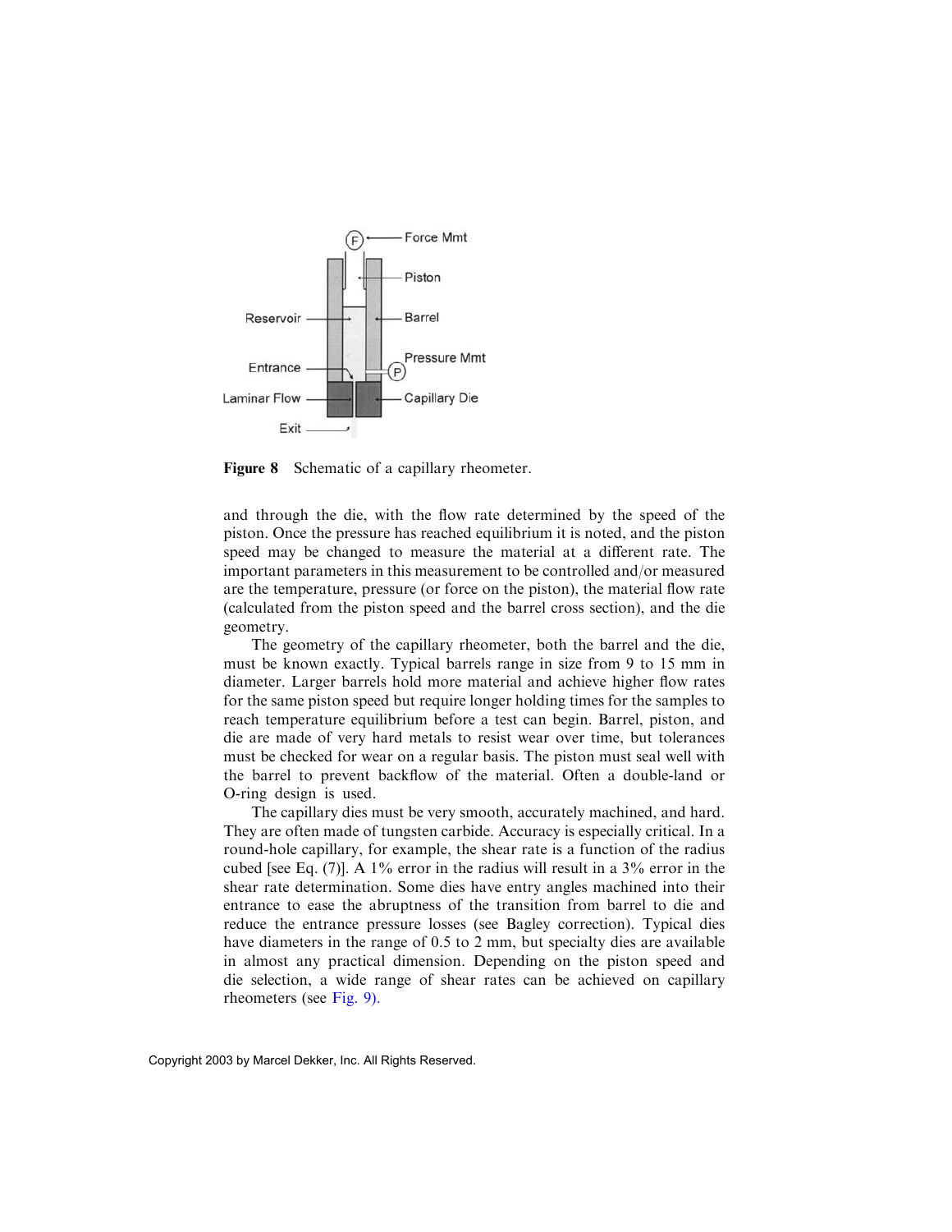Force Mmt
Piston
Reservoir
Barrel
Entrance
Pressure Mmt
Laminar Flow
Capillary Die
Exit

**Figure 8** Schematic of a capillary rheometer.

and through the die, with the flow rate determined by the speed of the piston. Once the pressure has reached equilibrium it is noted, and the piston speed may be changed to measure the material at a different rate. The important parameters in this measurement to be controlled and/or measured are the temperature, pressure (or force on the piston), the material flow rate (calculated from the piston speed and the barrel cross section), and the die geometry.

The geometry of the capillary rheometer, both the barrel and the die, must be known exactly. Typical barrels range in size from 9 to 15 mm in diameter. Larger barrels hold more material and achieve higher flow rates for the same piston speed but require longer holding times for the samples to reach temperature equilibrium before a test can begin. Barrel, piston, and die are made of very hard metals to resist wear over time, but tolerances must be checked for wear on a regular basis. The piston must seal well with the barrel to prevent backflow of the material. Often a double-land or O-ring design is used.

The capillary dies must be very smooth, accurately machined, and hard. They are often made of tungsten carbide. Accuracy is especially critical. In a round-hole capillary, for example, the shear rate is a function of the radius cubed [see Eq. (7)]. A 1% error in the radius will result in a 3% error in the shear rate determination. Some dies have entry angles machined into their entrance to ease the abruptness of the transition from barrel to die and reduce the entrance pressure losses (see Bagley correction). Typical dies have diameters in the range of 0.5 to 2 mm, but specialty dies are available in almost any practical dimension. Depending on the piston speed and die selection, a wide range of shear rates can be achieved on capillary rheometers (see Fig. 9).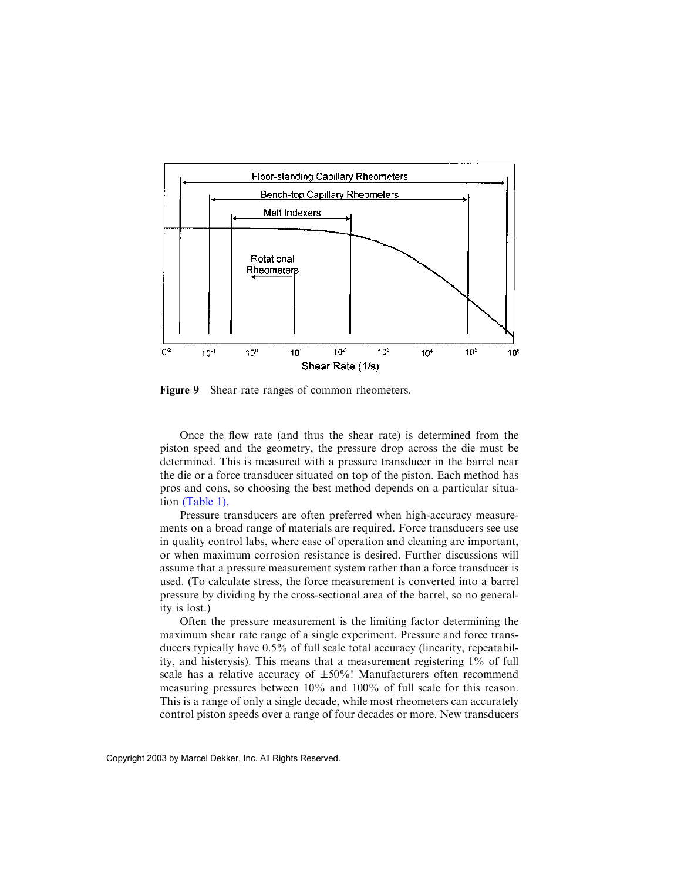Figure 9 Shear rate ranges of common rheometers.

Once the flow rate (and thus the shear rate) is determined from the piston speed and the geometry, the pressure drop across the die must be determined. This is measured with a pressure transducer in the barrel near the die or a force transducer situated on top of the piston. Each method has pros and cons, so choosing the best method depends on a particular situation (Table 1).

Pressure transducers are often preferred when high-accuracy measurements on a broad range of materials are required. Force transducers see use in quality control labs, where ease of operation and cleaning are important, or when maximum corrosion resistance is desired. Further discussions will assume that a pressure measurement system rather than a force transducer is used. (To calculate stress, the force measurement is converted into a barrel pressure by dividing by the cross-sectional area of the barrel, so no generality is lost.)

Often the pressure measurement is the limiting factor determining the maximum shear rate range of a single experiment. Pressure and force transducers typically have 0.5% of full scale total accuracy (linearity, repeatability, and histerysis). This means that a measurement registering 1% of full scale has a relative accuracy of ±50%! Manufacturers often recommend measuring pressures between 10% and 100% of full scale for this reason. This is a range of only a single decade, while most rheometers can accurately control piston speeds over a range of four decades or more. New transducers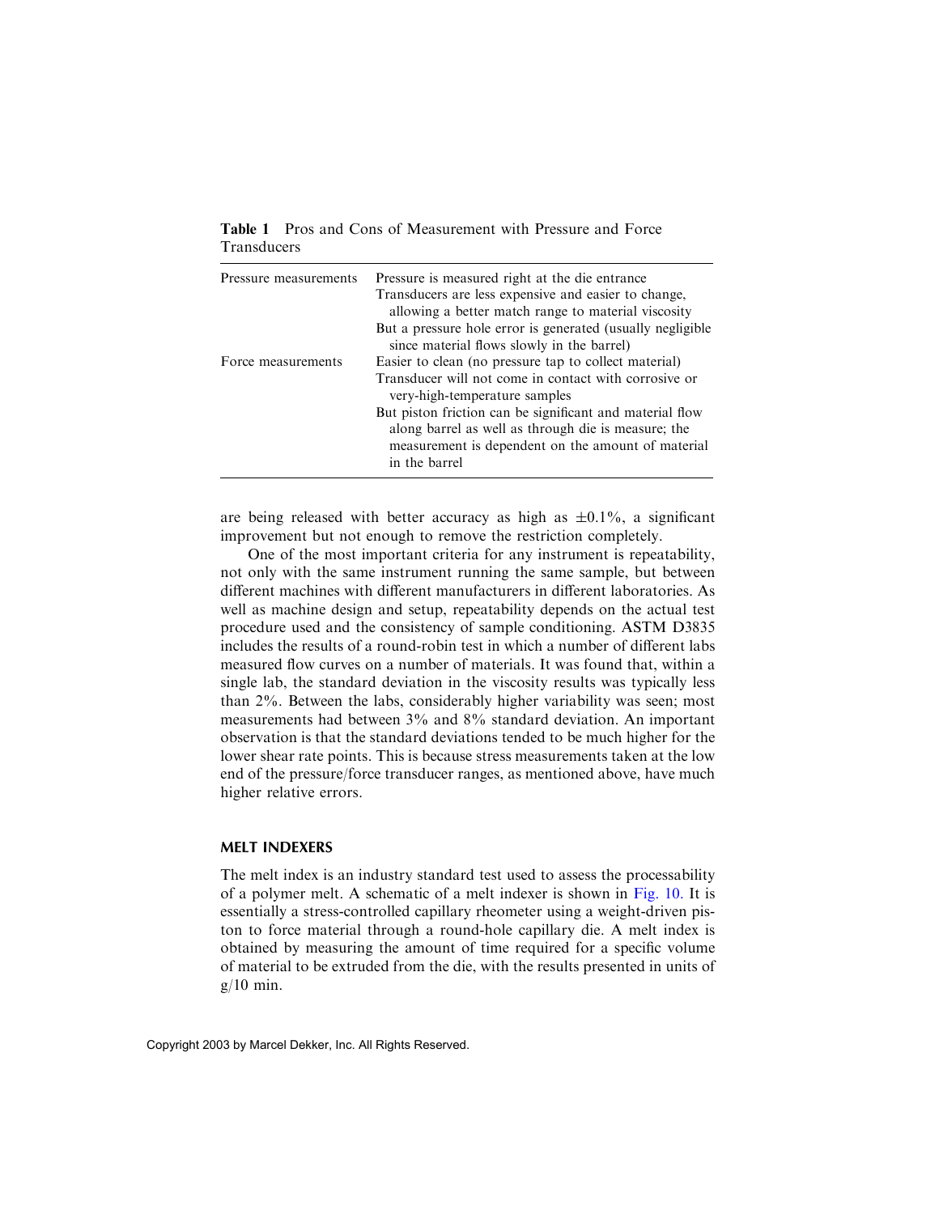**Table 1** Pros and Cons of Measurement with Pressure and Force Transducers

| | |
|---|---|
| Pressure measurements | Pressure is measured right at the die entrance<br>Transducers are less expensive and easier to change, allowing a better match range to material viscosity<br>But a pressure hole error is generated (usually negligible since material flows slowly in the barrel) |
| Force measurements | Easier to clean (no pressure tap to collect material)<br>Transducer will not come in contact with corrosive or very-high-temperature samples<br>But piston friction can be significant and material flow along barrel as well as through die is measure; the measurement is dependent on the amount of material in the barrel |

are being released with better accuracy as high as $\pm 0.1\%$, a significant improvement but not enough to remove the restriction completely.

One of the most important criteria for any instrument is repeatability, not only with the same instrument running the same sample, but between different machines with different manufacturers in different laboratories. As well as machine design and setup, repeatability depends on the actual test procedure used and the consistency of sample conditioning. ASTM D3835 includes the results of a round-robin test in which a number of different labs measured flow curves on a number of materials. It was found that, within a single lab, the standard deviation in the viscosity results was typically less than 2%. Between the labs, considerably higher variability was seen; most measurements had between 3% and 8% standard deviation. An important observation is that the standard deviations tended to be much higher for the lower shear rate points. This is because stress measurements taken at the low end of the pressure/force transducer ranges, as mentioned above, have much higher relative errors.

## MELT INDEXERS

The melt index is an industry standard test used to assess the processability of a polymer melt. A schematic of a melt indexer is shown in Fig. 10. It is essentially a stress-controlled capillary rheometer using a weight-driven piston to force material through a round-hole capillary die. A melt index is obtained by measuring the amount of time required for a specific volume of material to be extruded from the die, with the results presented in units of g/10 min.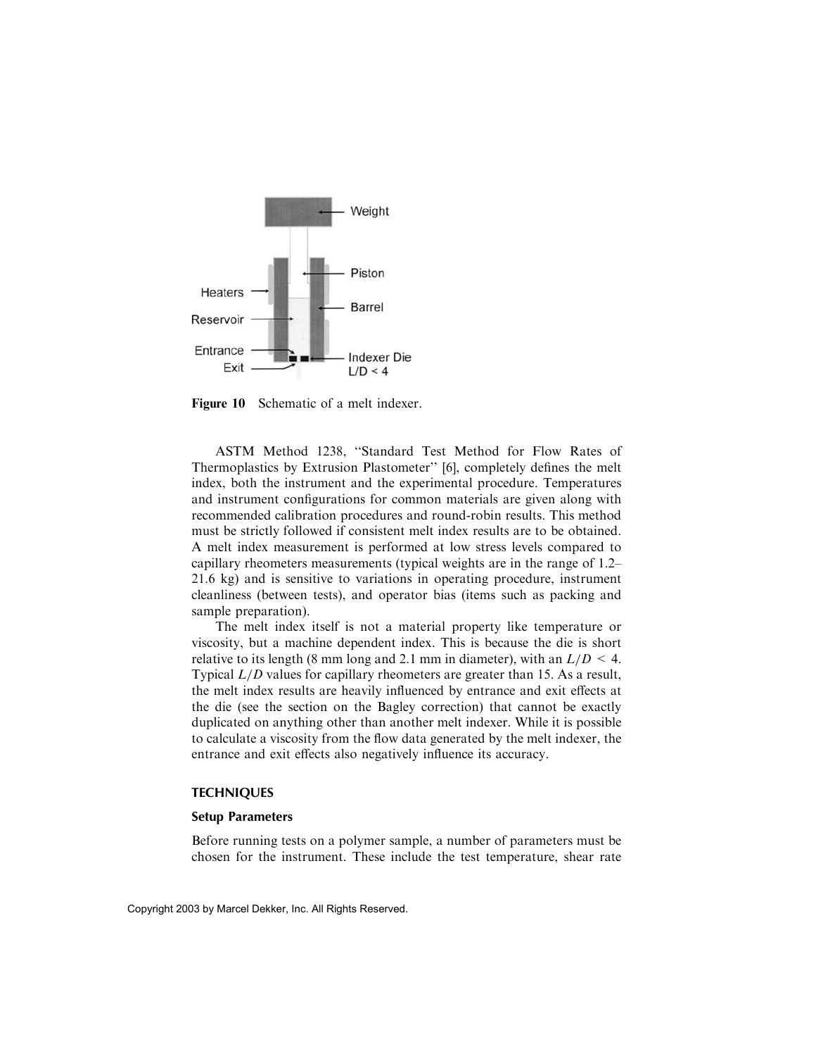Figure 10 Schematic of a melt indexer.

ASTM Method 1238, "Standard Test Method for Flow Rates of Thermoplastics by Extrusion Plastometer" [6], completely defines the melt index, both the instrument and the experimental procedure. Temperatures and instrument configurations for common materials are given along with recommended calibration procedures and round-robin results. This method must be strictly followed if consistent melt index results are to be obtained. A melt index measurement is performed at low stress levels compared to capillary rheometers measurements (typical weights are in the range of 1.2–21.6 kg) and is sensitive to variations in operating procedure, instrument cleanliness (between tests), and operator bias (items such as packing and sample preparation).

The melt index itself is not a material property like temperature or viscosity, but a machine dependent index. This is because the die is short relative to its length (8 mm long and 2.1 mm in diameter), with an $L/D < 4$. Typical $L/D$ values for capillary rheometers are greater than 15. As a result, the melt index results are heavily influenced by entrance and exit effects at the die (see the section on the Bagley correction) that cannot be exactly duplicated on anything other than another melt indexer. While it is possible to calculate a viscosity from the flow data generated by the melt indexer, the entrance and exit effects also negatively influence its accuracy.

## TECHNIQUES

### Setup Parameters

Before running tests on a polymer sample, a number of parameters must be chosen for the instrument. These include the test temperature, shear rate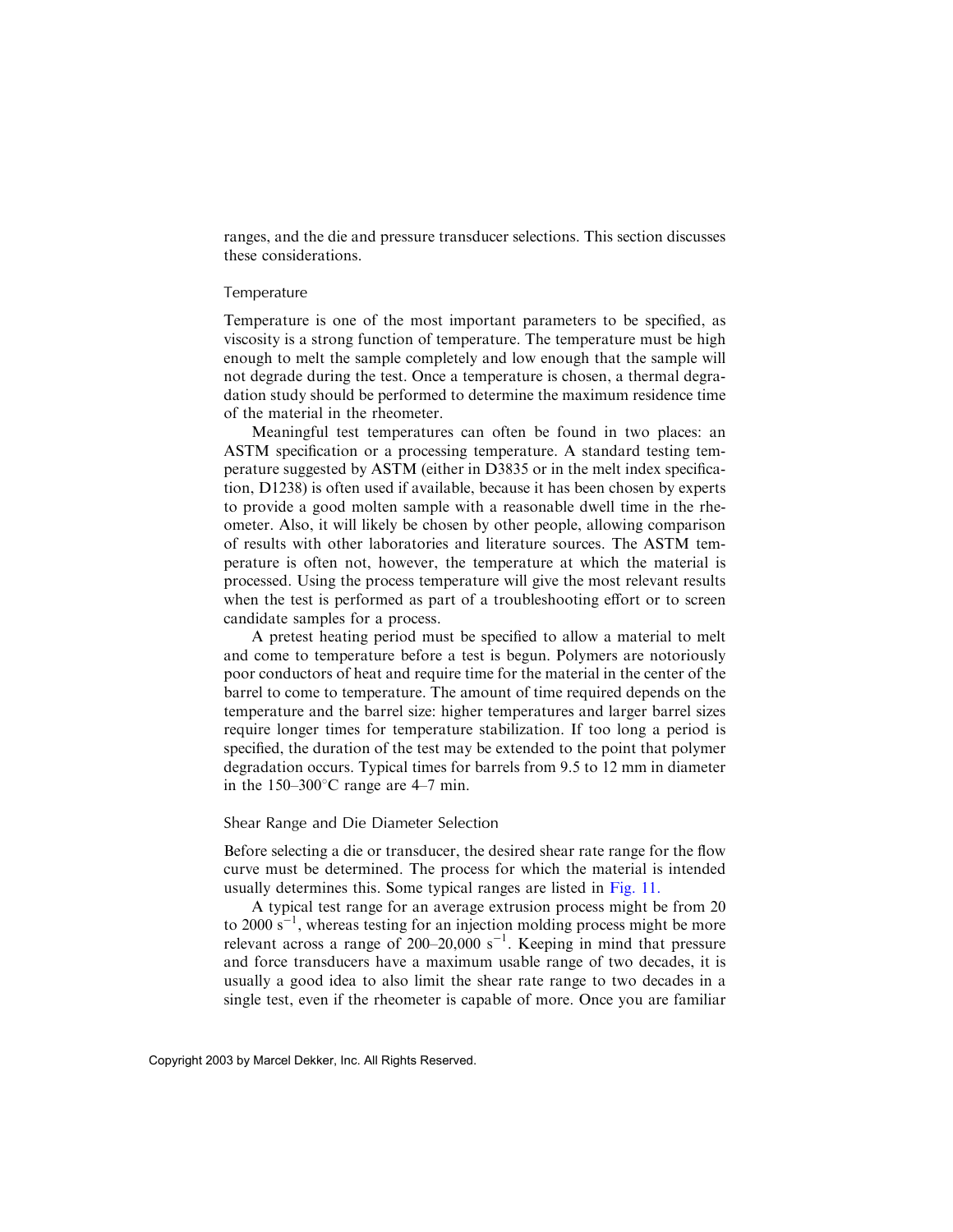ranges, and the die and pressure transducer selections. This section discusses these considerations.

### Temperature

Temperature is one of the most important parameters to be specified, as viscosity is a strong function of temperature. The temperature must be high enough to melt the sample completely and low enough that the sample will not degrade during the test. Once a temperature is chosen, a thermal degradation study should be performed to determine the maximum residence time of the material in the rheometer.

Meaningful test temperatures can often be found in two places: an ASTM specification or a processing temperature. A standard testing temperature suggested by ASTM (either in D3835 or in the melt index specification, D1238) is often used if available, because it has been chosen by experts to provide a good molten sample with a reasonable dwell time in the rheometer. Also, it will likely be chosen by other people, allowing comparison of results with other laboratories and literature sources. The ASTM temperature is often not, however, the temperature at which the material is processed. Using the process temperature will give the most relevant results when the test is performed as part of a troubleshooting effort or to screen candidate samples for a process.

A pretest heating period must be specified to allow a material to melt and come to temperature before a test is begun. Polymers are notoriously poor conductors of heat and require time for the material in the center of the barrel to come to temperature. The amount of time required depends on the temperature and the barrel size: higher temperatures and larger barrel sizes require longer times for temperature stabilization. If too long a period is specified, the duration of the test may be extended to the point that polymer degradation occurs. Typical times for barrels from 9.5 to 12 mm in diameter in the 150–300°C range are 4–7 min.

### Shear Range and Die Diameter Selection

Before selecting a die or transducer, the desired shear rate range for the flow curve must be determined. The process for which the material is intended usually determines this. Some typical ranges are listed in Fig. 11.

A typical test range for an average extrusion process might be from 20 to 2000 $s^{-1}$, whereas testing for an injection molding process might be more relevant across a range of 200–20,000 $s^{-1}$. Keeping in mind that pressure and force transducers have a maximum usable range of two decades, it is usually a good idea to also limit the shear rate range to two decades in a single test, even if the rheometer is capable of more. Once you are familiar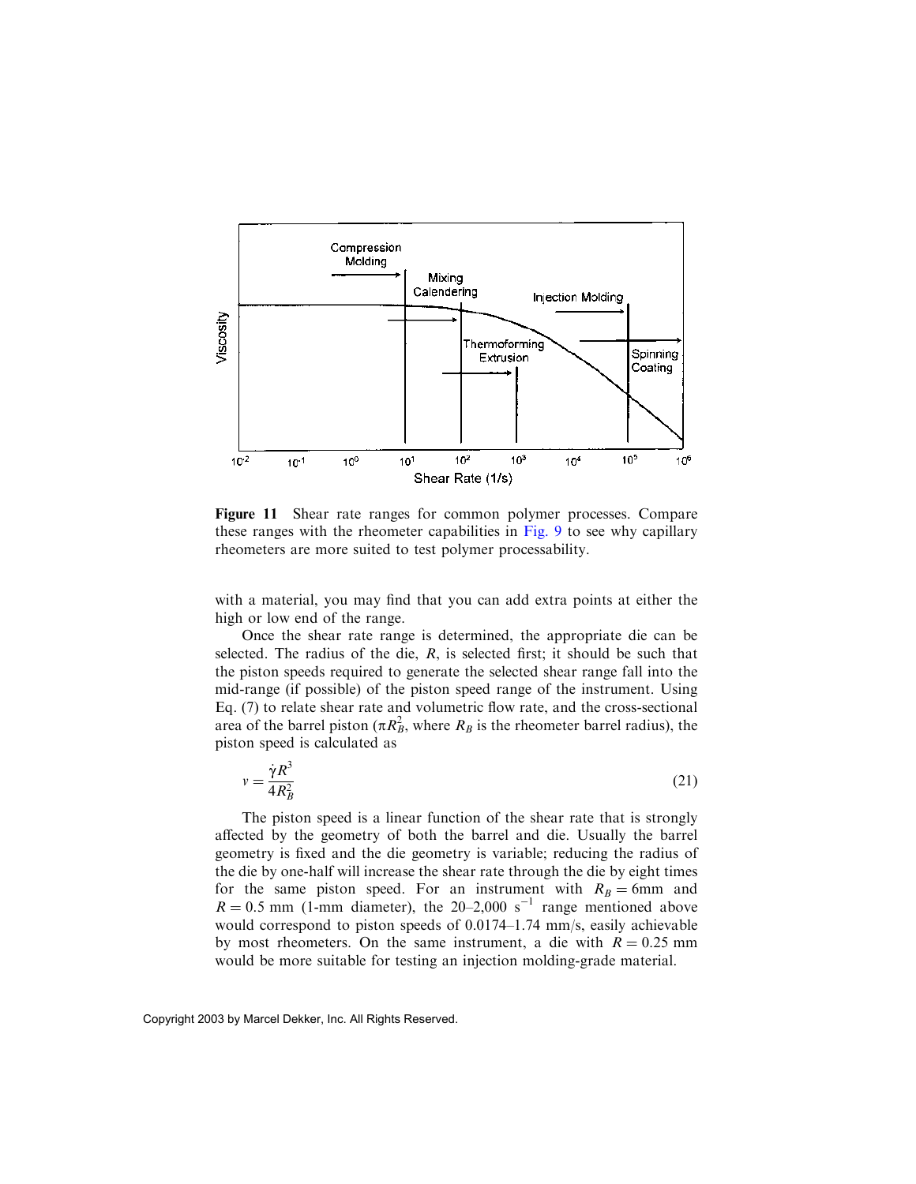**Figure 11** Shear rate ranges for common polymer processes. Compare these ranges with the rheometer capabilities in Fig. 9 to see why capillary rheometers are more suited to test polymer processability.

with a material, you may find that you can add extra points at either the high or low end of the range.

Once the shear rate range is determined, the appropriate die can be selected. The radius of the die, $R$, is selected first; it should be such that the piston speeds required to generate the selected shear range fall into the mid-range (if possible) of the piston speed range of the instrument. Using Eq. (7) to relate shear rate and volumetric flow rate, and the cross-sectional area of the barrel piston ($\pi R_B^2$, where $R_B$ is the rheometer barrel radius), the piston speed is calculated as

$$v = \frac{\dot{\gamma} R^3}{4 R_B^2} \tag{21}$$

The piston speed is a linear function of the shear rate that is strongly affected by the geometry of both the barrel and die. Usually the barrel geometry is fixed and the die geometry is variable; reducing the radius of the die by one-half will increase the shear rate through the die by eight times for the same piston speed. For an instrument with $R_B = 6$mm and $R = 0.5$ mm (1-mm diameter), the 20–2,000 $s^{-1}$ range mentioned above would correspond to piston speeds of 0.0174–1.74 mm/s, easily achievable by most rheometers. On the same instrument, a die with $R = 0.25$ mm would be more suitable for testing an injection molding-grade material.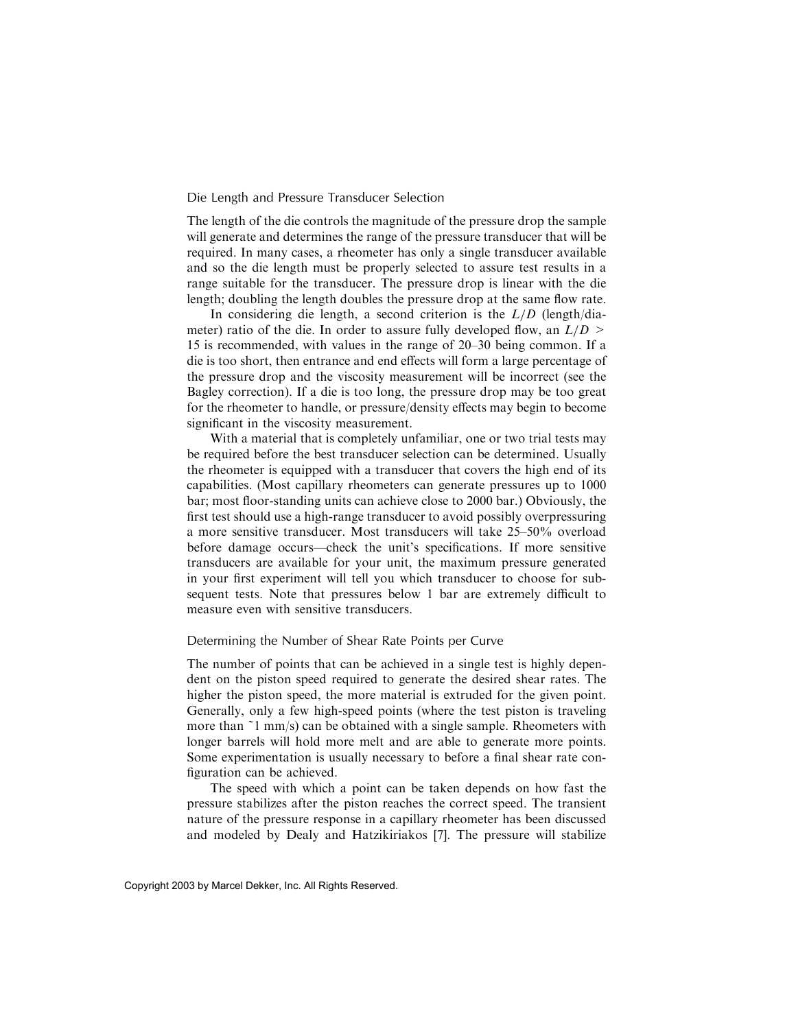### Die Length and Pressure Transducer Selection

The length of the die controls the magnitude of the pressure drop the sample will generate and determines the range of the pressure transducer that will be required. In many cases, a rheometer has only a single transducer available and so the die length must be properly selected to assure test results in a range suitable for the transducer. The pressure drop is linear with the die length; doubling the length doubles the pressure drop at the same flow rate.

In considering die length, a second criterion is the $L/D$ (length/diameter) ratio of the die. In order to assure fully developed flow, an $L/D > 15$ is recommended, with values in the range of 20–30 being common. If a die is too short, then entrance and end effects will form a large percentage of the pressure drop and the viscosity measurement will be incorrect (see the Bagley correction). If a die is too long, the pressure drop may be too great for the rheometer to handle, or pressure/density effects may begin to become significant in the viscosity measurement.

With a material that is completely unfamiliar, one or two trial tests may be required before the best transducer selection can be determined. Usually the rheometer is equipped with a transducer that covers the high end of its capabilities. (Most capillary rheometers can generate pressures up to 1000 bar; most floor-standing units can achieve close to 2000 bar.) Obviously, the first test should use a high-range transducer to avoid possibly overpressuring a more sensitive transducer. Most transducers will take 25–50% overload before damage occurs—check the unit's specifications. If more sensitive transducers are available for your unit, the maximum pressure generated in your first experiment will tell you which transducer to choose for subsequent tests. Note that pressures below 1 bar are extremely difficult to measure even with sensitive transducers.

### Determining the Number of Shear Rate Points per Curve

The number of points that can be achieved in a single test is highly dependent on the piston speed required to generate the desired shear rates. The higher the piston speed, the more material is extruded for the given point. Generally, only a few high-speed points (where the test piston is traveling more than ~1 mm/s) can be obtained with a single sample. Rheometers with longer barrels will hold more melt and are able to generate more points. Some experimentation is usually necessary to before a final shear rate configuration can be achieved.

The speed with which a point can be taken depends on how fast the pressure stabilizes after the piston reaches the correct speed. The transient nature of the pressure response in a capillary rheometer has been discussed and modeled by Dealy and Hatzikiriakos [7]. The pressure will stabilize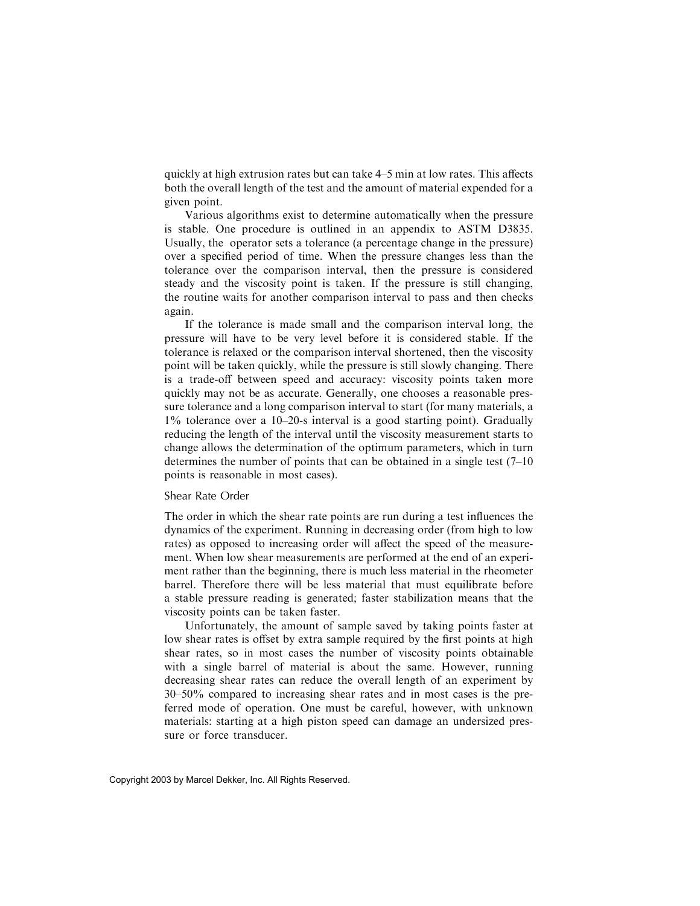quickly at high extrusion rates but can take 4–5 min at low rates. This affects both the overall length of the test and the amount of material expended for a given point.

Various algorithms exist to determine automatically when the pressure is stable. One procedure is outlined in an appendix to ASTM D3835. Usually, the operator sets a tolerance (a percentage change in the pressure) over a specified period of time. When the pressure changes less than the tolerance over the comparison interval, then the pressure is considered steady and the viscosity point is taken. If the pressure is still changing, the routine waits for another comparison interval to pass and then checks again.

If the tolerance is made small and the comparison interval long, the pressure will have to be very level before it is considered stable. If the tolerance is relaxed or the comparison interval shortened, then the viscosity point will be taken quickly, while the pressure is still slowly changing. There is a trade-off between speed and accuracy: viscosity points taken more quickly may not be as accurate. Generally, one chooses a reasonable pressure tolerance and a long comparison interval to start (for many materials, a 1% tolerance over a 10–20-s interval is a good starting point). Gradually reducing the length of the interval until the viscosity measurement starts to change allows the determination of the optimum parameters, which in turn determines the number of points that can be obtained in a single test (7–10 points is reasonable in most cases).

### Shear Rate Order

The order in which the shear rate points are run during a test influences the dynamics of the experiment. Running in decreasing order (from high to low rates) as opposed to increasing order will affect the speed of the measurement. When low shear measurements are performed at the end of an experiment rather than the beginning, there is much less material in the rheometer barrel. Therefore there will be less material that must equilibrate before a stable pressure reading is generated; faster stabilization means that the viscosity points can be taken faster.

Unfortunately, the amount of sample saved by taking points faster at low shear rates is offset by extra sample required by the first points at high shear rates, so in most cases the number of viscosity points obtainable with a single barrel of material is about the same. However, running decreasing shear rates can reduce the overall length of an experiment by 30–50% compared to increasing shear rates and in most cases is the preferred mode of operation. One must be careful, however, with unknown materials: starting at a high piston speed can damage an undersized pressure or force transducer.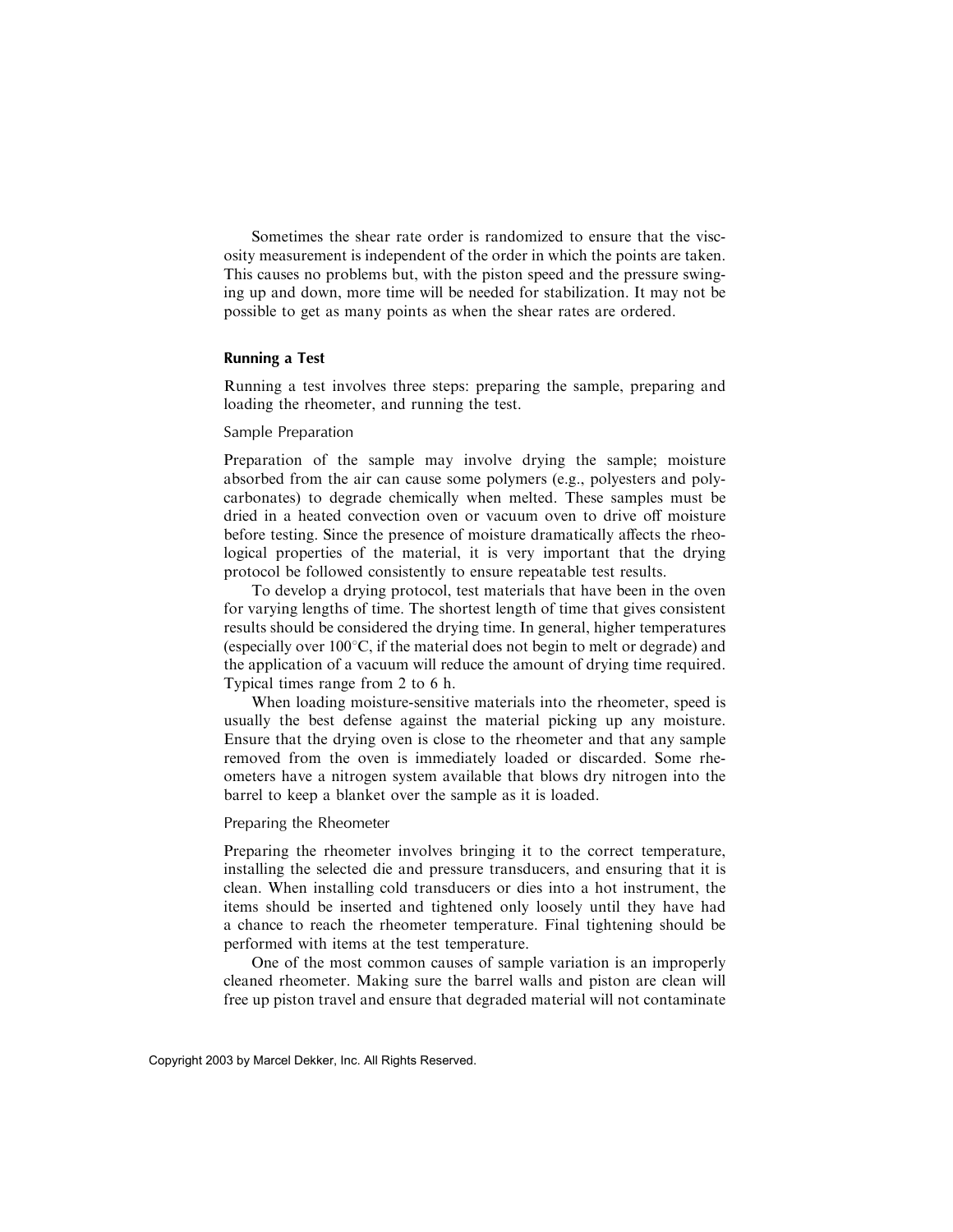Sometimes the shear rate order is randomized to ensure that the viscosity measurement is independent of the order in which the points are taken. This causes no problems but, with the piston speed and the pressure swinging up and down, more time will be needed for stabilization. It may not be possible to get as many points as when the shear rates are ordered.

### Running a Test

Running a test involves three steps: preparing the sample, preparing and loading the rheometer, and running the test.

#### Sample Preparation

Preparation of the sample may involve drying the sample; moisture absorbed from the air can cause some polymers (e.g., polyesters and polycarbonates) to degrade chemically when melted. These samples must be dried in a heated convection oven or vacuum oven to drive off moisture before testing. Since the presence of moisture dramatically affects the rheological properties of the material, it is very important that the drying protocol be followed consistently to ensure repeatable test results.

To develop a drying protocol, test materials that have been in the oven for varying lengths of time. The shortest length of time that gives consistent results should be considered the drying time. In general, higher temperatures (especially over 100°C, if the material does not begin to melt or degrade) and the application of a vacuum will reduce the amount of drying time required. Typical times range from 2 to 6 h.

When loading moisture-sensitive materials into the rheometer, speed is usually the best defense against the material picking up any moisture. Ensure that the drying oven is close to the rheometer and that any sample removed from the oven is immediately loaded or discarded. Some rheometers have a nitrogen system available that blows dry nitrogen into the barrel to keep a blanket over the sample as it is loaded.

#### Preparing the Rheometer

Preparing the rheometer involves bringing it to the correct temperature, installing the selected die and pressure transducers, and ensuring that it is clean. When installing cold transducers or dies into a hot instrument, the items should be inserted and tightened only loosely until they have had a chance to reach the rheometer temperature. Final tightening should be performed with items at the test temperature.

One of the most common causes of sample variation is an improperly cleaned rheometer. Making sure the barrel walls and piston are clean will free up piston travel and ensure that degraded material will not contaminate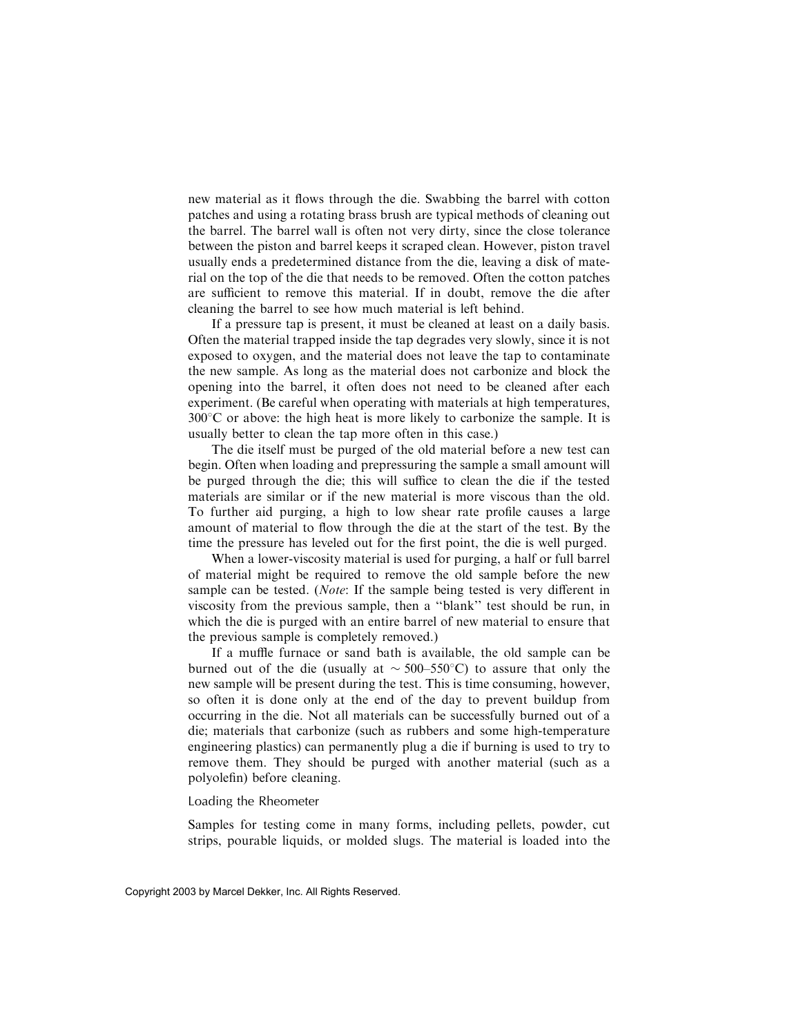new material as it flows through the die. Swabbing the barrel with cotton patches and using a rotating brass brush are typical methods of cleaning out the barrel. The barrel wall is often not very dirty, since the close tolerance between the piston and barrel keeps it scraped clean. However, piston travel usually ends a predetermined distance from the die, leaving a disk of material on the top of the die that needs to be removed. Often the cotton patches are sufficient to remove this material. If in doubt, remove the die after cleaning the barrel to see how much material is left behind.

If a pressure tap is present, it must be cleaned at least on a daily basis. Often the material trapped inside the tap degrades very slowly, since it is not exposed to oxygen, and the material does not leave the tap to contaminate the new sample. As long as the material does not carbonize and block the opening into the barrel, it often does not need to be cleaned after each experiment. (Be careful when operating with materials at high temperatures, 300°C or above: the high heat is more likely to carbonize the sample. It is usually better to clean the tap more often in this case.)

The die itself must be purged of the old material before a new test can begin. Often when loading and prepressuring the sample a small amount will be purged through the die; this will suffice to clean the die if the tested materials are similar or if the new material is more viscous than the old. To further aid purging, a high to low shear rate profile causes a large amount of material to flow through the die at the start of the test. By the time the pressure has leveled out for the first point, the die is well purged.

When a lower-viscosity material is used for purging, a half or full barrel of material might be required to remove the old sample before the new sample can be tested. (*Note*: If the sample being tested is very different in viscosity from the previous sample, then a "blank" test should be run, in which the die is purged with an entire barrel of new material to ensure that the previous sample is completely removed.)

If a muffle furnace or sand bath is available, the old sample can be burned out of the die (usually at ~ 500–550°C) to assure that only the new sample will be present during the test. This is time consuming, however, so often it is done only at the end of the day to prevent buildup from occurring in the die. Not all materials can be successfully burned out of a die; materials that carbonize (such as rubbers and some high-temperature engineering plastics) can permanently plug a die if burning is used to try to remove them. They should be purged with another material (such as a polyolefin) before cleaning.

### Loading the Rheometer

Samples for testing come in many forms, including pellets, powder, cut strips, pourable liquids, or molded slugs. The material is loaded into the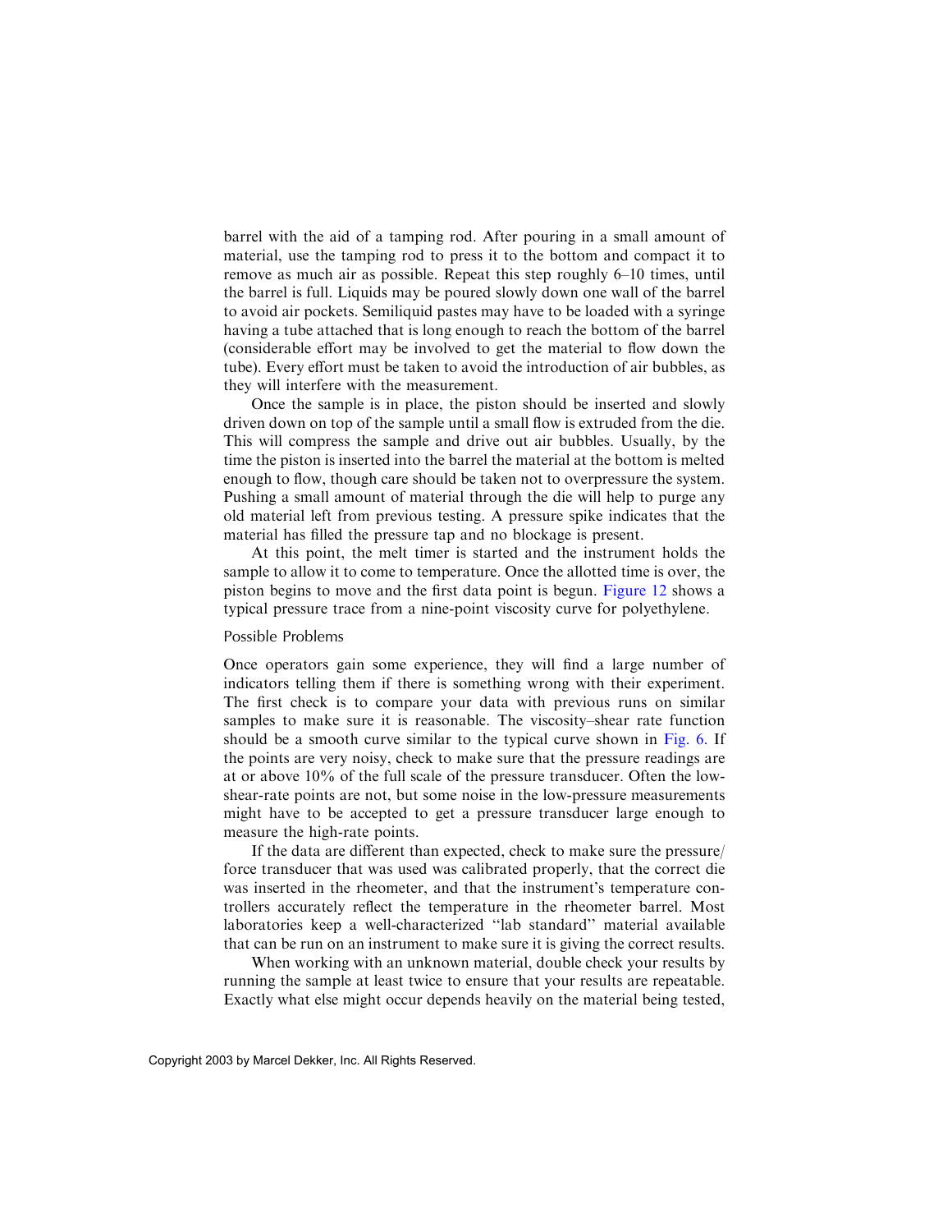barrel with the aid of a tamping rod. After pouring in a small amount of material, use the tamping rod to press it to the bottom and compact it to remove as much air as possible. Repeat this step roughly 6–10 times, until the barrel is full. Liquids may be poured slowly down one wall of the barrel to avoid air pockets. Semiliquid pastes may have to be loaded with a syringe having a tube attached that is long enough to reach the bottom of the barrel (considerable effort may be involved to get the material to flow down the tube). Every effort must be taken to avoid the introduction of air bubbles, as they will interfere with the measurement.

Once the sample is in place, the piston should be inserted and slowly driven down on top of the sample until a small flow is extruded from the die. This will compress the sample and drive out air bubbles. Usually, by the time the piston is inserted into the barrel the material at the bottom is melted enough to flow, though care should be taken not to overpressure the system. Pushing a small amount of material through the die will help to purge any old material left from previous testing. A pressure spike indicates that the material has filled the pressure tap and no blockage is present.

At this point, the melt timer is started and the instrument holds the sample to allow it to come to temperature. Once the allotted time is over, the piston begins to move and the first data point is begun. Figure 12 shows a typical pressure trace from a nine-point viscosity curve for polyethylene.

### Possible Problems

Once operators gain some experience, they will find a large number of indicators telling them if there is something wrong with their experiment. The first check is to compare your data with previous runs on similar samples to make sure it is reasonable. The viscosity–shear rate function should be a smooth curve similar to the typical curve shown in Fig. 6. If the points are very noisy, check to make sure that the pressure readings are at or above 10% of the full scale of the pressure transducer. Often the low-shear-rate points are not, but some noise in the low-pressure measurements might have to be accepted to get a pressure transducer large enough to measure the high-rate points.

If the data are different than expected, check to make sure the pressure/force transducer that was used was calibrated properly, that the correct die was inserted in the rheometer, and that the instrument's temperature controllers accurately reflect the temperature in the rheometer barrel. Most laboratories keep a well-characterized "lab standard" material available that can be run on an instrument to make sure it is giving the correct results.

When working with an unknown material, double check your results by running the sample at least twice to ensure that your results are repeatable. Exactly what else might occur depends heavily on the material being tested,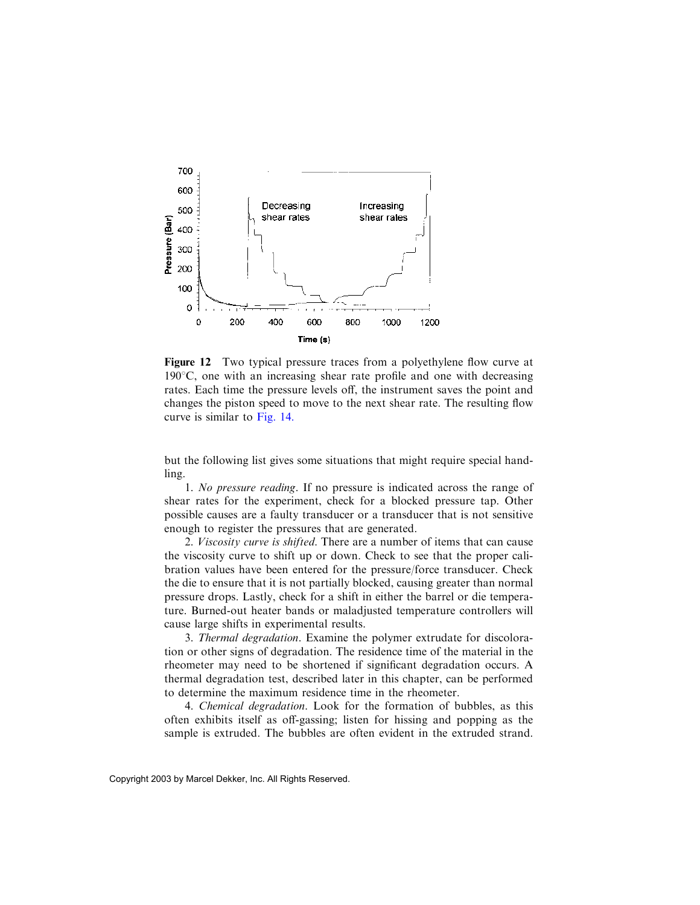**Figure 12** Two typical pressure traces from a polyethylene flow curve at 190°C, one with an increasing shear rate profile and one with decreasing rates. Each time the pressure levels off, the instrument saves the point and changes the piston speed to move to the next shear rate. The resulting flow curve is similar to Fig. 14.

but the following list gives some situations that might require special handling.

1. *No pressure reading*. If no pressure is indicated across the range of shear rates for the experiment, check for a blocked pressure tap. Other possible causes are a faulty transducer or a transducer that is not sensitive enough to register the pressures that are generated.

2. *Viscosity curve is shifted*. There are a number of items that can cause the viscosity curve to shift up or down. Check to see that the proper calibration values have been entered for the pressure/force transducer. Check the die to ensure that it is not partially blocked, causing greater than normal pressure drops. Lastly, check for a shift in either the barrel or die temperature. Burned-out heater bands or maladjusted temperature controllers will cause large shifts in experimental results.

3. *Thermal degradation*. Examine the polymer extrudate for discoloration or other signs of degradation. The residence time of the material in the rheometer may need to be shortened if significant degradation occurs. A thermal degradation test, described later in this chapter, can be performed to determine the maximum residence time in the rheometer.

4. *Chemical degradation*. Look for the formation of bubbles, as this often exhibits itself as off-gassing; listen for hissing and popping as the sample is extruded. The bubbles are often evident in the extruded strand.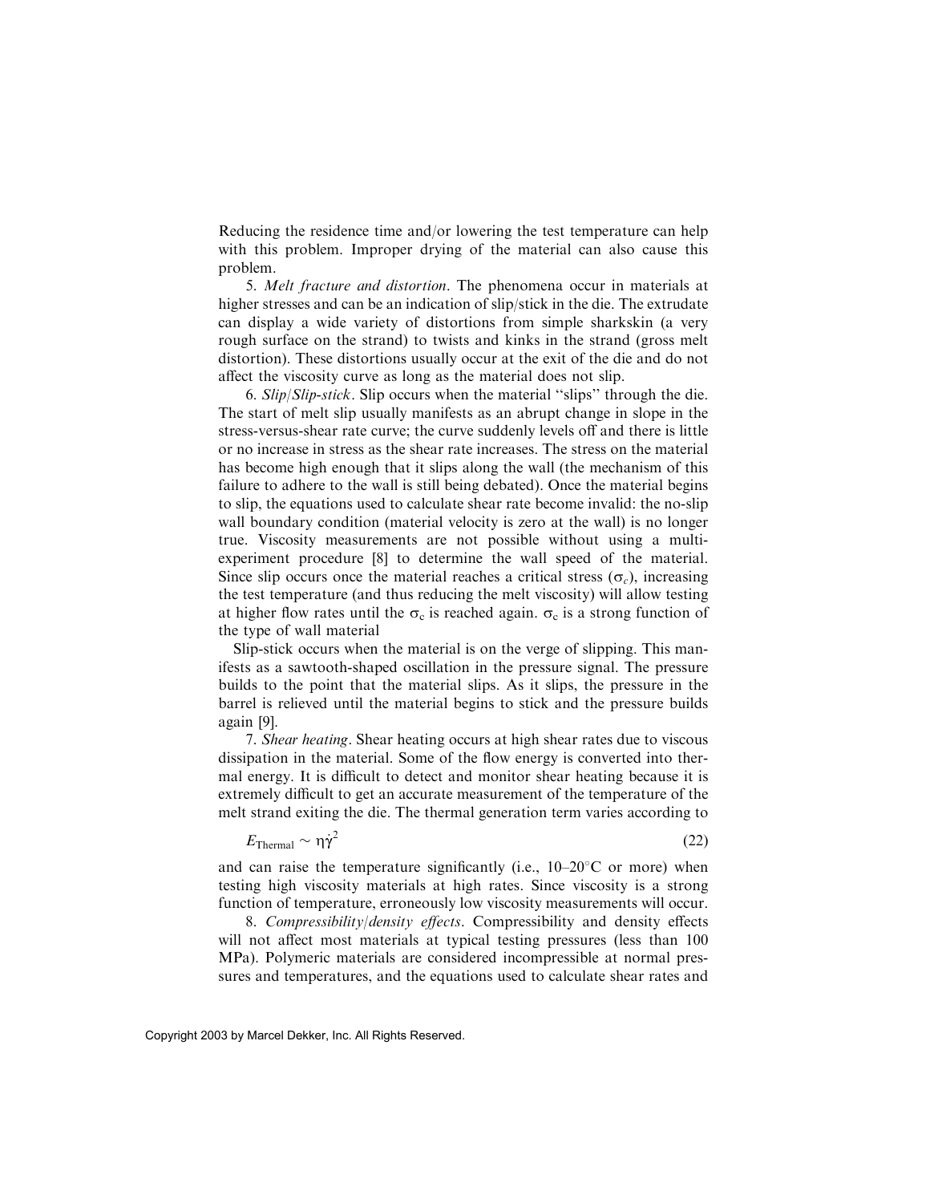Reducing the residence time and/or lowering the test temperature can help with this problem. Improper drying of the material can also cause this problem.

5. *Melt fracture and distortion*. The phenomena occur in materials at higher stresses and can be an indication of slip/stick in the die. The extrudate can display a wide variety of distortions from simple sharkskin (a very rough surface on the strand) to twists and kinks in the strand (gross melt distortion). These distortions usually occur at the exit of the die and do not affect the viscosity curve as long as the material does not slip.

6. *Slip/Slip-stick*. Slip occurs when the material "slips" through the die. The start of melt slip usually manifests as an abrupt change in slope in the stress-versus-shear rate curve; the curve suddenly levels off and there is little or no increase in stress as the shear rate increases. The stress on the material has become high enough that it slips along the wall (the mechanism of this failure to adhere to the wall is still being debated). Once the material begins to slip, the equations used to calculate shear rate become invalid: the no-slip wall boundary condition (material velocity is zero at the wall) is no longer true. Viscosity measurements are not possible without using a multi-experiment procedure [8] to determine the wall speed of the material. Since slip occurs once the material reaches a critical stress ($\sigma_c$), increasing the test temperature (and thus reducing the melt viscosity) will allow testing at higher flow rates until the $\sigma_c$ is reached again. $\sigma_c$ is a strong function of the type of wall material

Slip-stick occurs when the material is on the verge of slipping. This manifests as a sawtooth-shaped oscillation in the pressure signal. The pressure builds to the point that the material slips. As it slips, the pressure in the barrel is relieved until the material begins to stick and the pressure builds again [9].

7. *Shear heating*. Shear heating occurs at high shear rates due to viscous dissipation in the material. Some of the flow energy is converted into thermal energy. It is difficult to detect and monitor shear heating because it is extremely difficult to get an accurate measurement of the temperature of the melt strand exiting the die. The thermal generation term varies according to

$$E_{\text{Thermal}} \sim \eta\dot{\gamma}^2 \tag{22}$$

and can raise the temperature significantly (i.e., 10–20°C or more) when testing high viscosity materials at high rates. Since viscosity is a strong function of temperature, erroneously low viscosity measurements will occur.

8. *Compressibility/density effects*. Compressibility and density effects will not affect most materials at typical testing pressures (less than 100 MPa). Polymeric materials are considered incompressible at normal pressures and temperatures, and the equations used to calculate shear rates and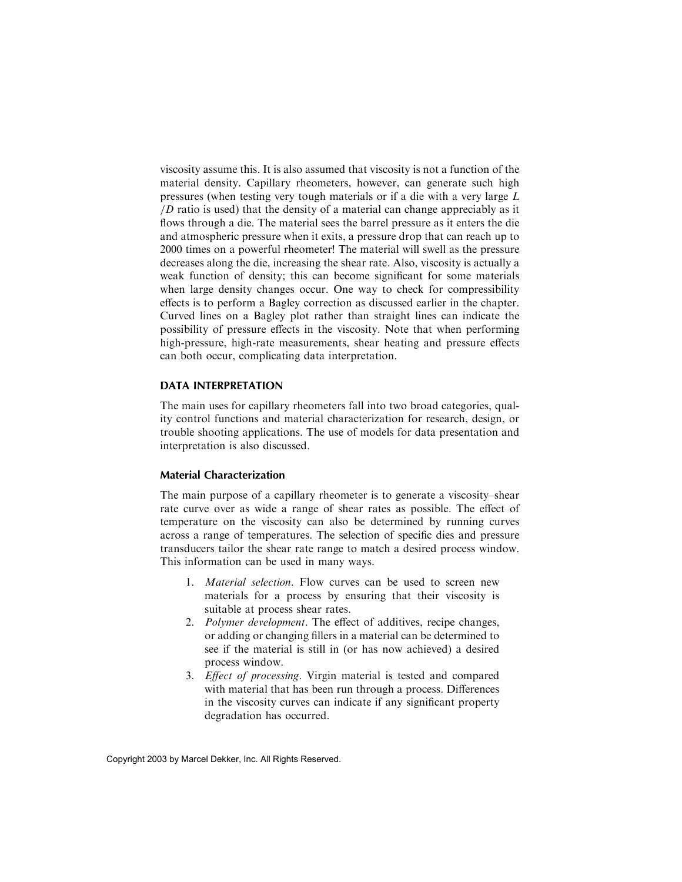viscosity assume this. It is also assumed that viscosity is not a function of the material density. Capillary rheometers, however, can generate such high pressures (when testing very tough materials or if a die with a very large $L/D$ ratio is used) that the density of a material can change appreciably as it flows through a die. The material sees the barrel pressure as it enters the die and atmospheric pressure when it exits, a pressure drop that can reach up to 2000 times on a powerful rheometer! The material will swell as the pressure decreases along the die, increasing the shear rate. Also, viscosity is actually a weak function of density; this can become significant for some materials when large density changes occur. One way to check for compressibility effects is to perform a Bagley correction as discussed earlier in the chapter. Curved lines on a Bagley plot rather than straight lines can indicate the possibility of pressure effects in the viscosity. Note that when performing high-pressure, high-rate measurements, shear heating and pressure effects can both occur, complicating data interpretation.

## DATA INTERPRETATION

The main uses for capillary rheometers fall into two broad categories, quality control functions and material characterization for research, design, or trouble shooting applications. The use of models for data presentation and interpretation is also discussed.

### Material Characterization

The main purpose of a capillary rheometer is to generate a viscosity–shear rate curve over as wide a range of shear rates as possible. The effect of temperature on the viscosity can also be determined by running curves across a range of temperatures. The selection of specific dies and pressure transducers tailor the shear rate range to match a desired process window. This information can be used in many ways.

1. *Material selection*. Flow curves can be used to screen new materials for a process by ensuring that their viscosity is suitable at process shear rates.
2. *Polymer development*. The effect of additives, recipe changes, or adding or changing fillers in a material can be determined to see if the material is still in (or has now achieved) a desired process window.
3. *Effect of processing*. Virgin material is tested and compared with material that has been run through a process. Differences in the viscosity curves can indicate if any significant property degradation has occurred.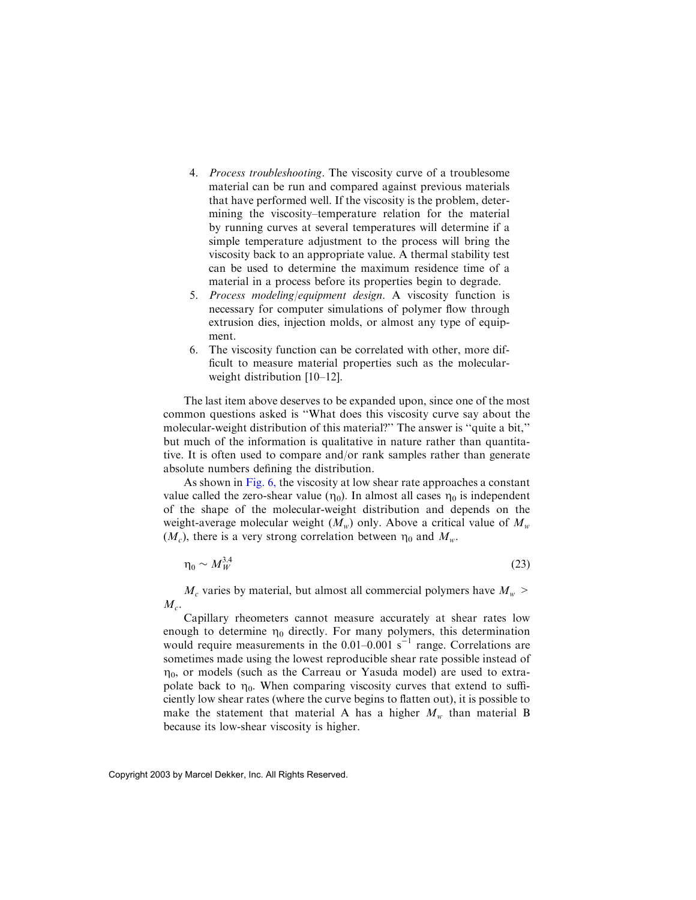4. *Process troubleshooting*. The viscosity curve of a troublesome material can be run and compared against previous materials that have performed well. If the viscosity is the problem, determining the viscosity–temperature relation for the material by running curves at several temperatures will determine if a simple temperature adjustment to the process will bring the viscosity back to an appropriate value. A thermal stability test can be used to determine the maximum residence time of a material in a process before its properties begin to degrade.
5. *Process modeling/equipment design*. A viscosity function is necessary for computer simulations of polymer flow through extrusion dies, injection molds, or almost any type of equipment.
6. The viscosity function can be correlated with other, more difficult to measure material properties such as the molecular-weight distribution [10–12].

The last item above deserves to be expanded upon, since one of the most common questions asked is "What does this viscosity curve say about the molecular-weight distribution of this material?" The answer is "quite a bit," but much of the information is qualitative in nature rather than quantitative. It is often used to compare and/or rank samples rather than generate absolute numbers defining the distribution.

As shown in Fig. 6, the viscosity at low shear rate approaches a constant value called the zero-shear value ($\eta_0$). In almost all cases $\eta_0$ is independent of the shape of the molecular-weight distribution and depends on the weight-average molecular weight ($M_w$) only. Above a critical value of $M_w$ ($M_c$), there is a very strong correlation between $\eta_0$ and $M_w$.

$$\eta_0 \sim M_W^{3.4} \tag{23}$$

$M_c$ varies by material, but almost all commercial polymers have $M_w > M_c$.

Capillary rheometers cannot measure accurately at shear rates low enough to determine $\eta_0$ directly. For many polymers, this determination would require measurements in the 0.01–0.001 $s^{-1}$ range. Correlations are sometimes made using the lowest reproducible shear rate possible instead of $\eta_0$, or models (such as the Carreau or Yasuda model) are used to extrapolate back to $\eta_0$. When comparing viscosity curves that extend to sufficiently low shear rates (where the curve begins to flatten out), it is possible to make the statement that material A has a higher $M_w$ than material B because its low-shear viscosity is higher.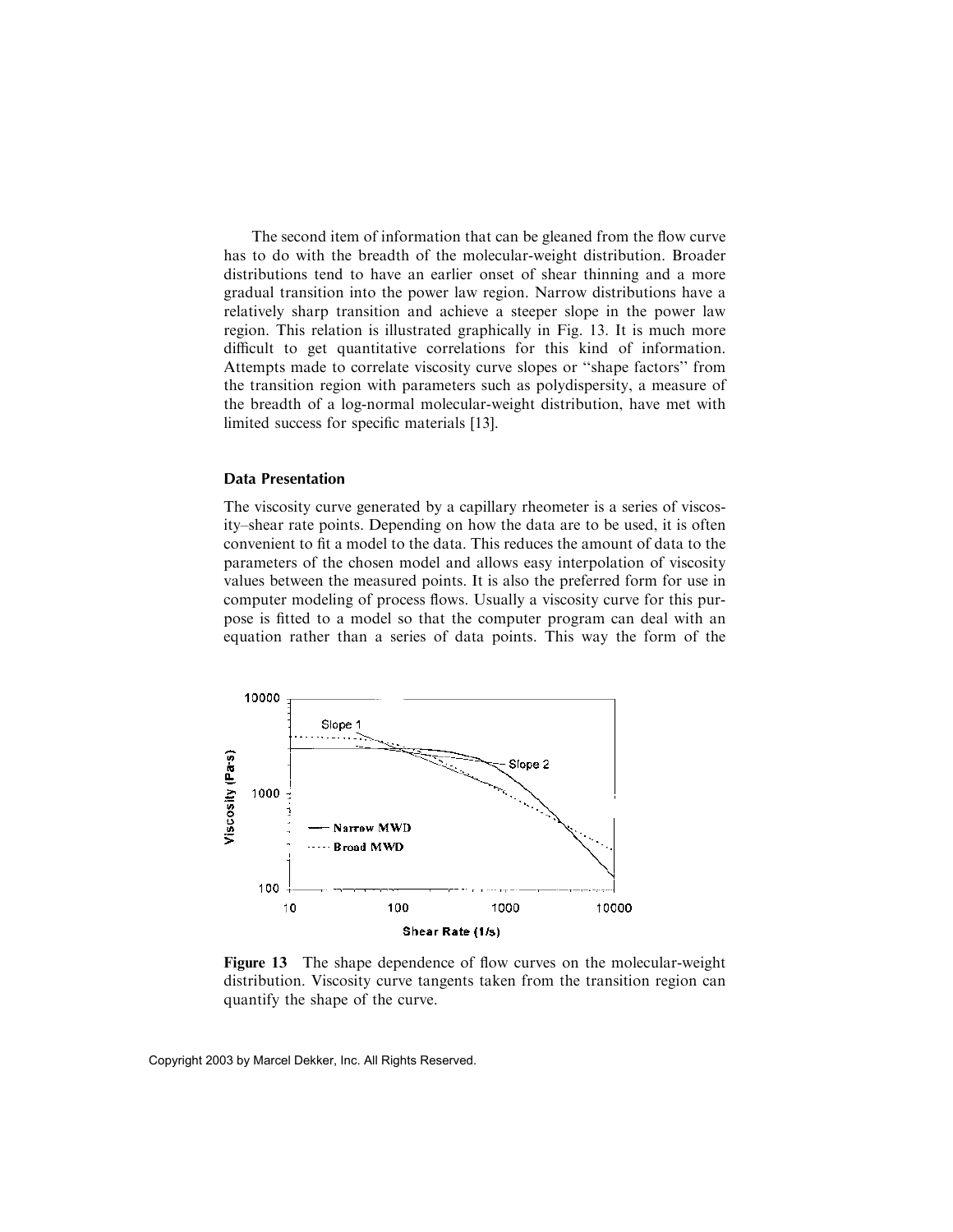The second item of information that can be gleaned from the flow curve has to do with the breadth of the molecular-weight distribution. Broader distributions tend to have an earlier onset of shear thinning and a more gradual transition into the power law region. Narrow distributions have a relatively sharp transition and achieve a steeper slope in the power law region. This relation is illustrated graphically in Fig. 13. It is much more difficult to get quantitative correlations for this kind of information. Attempts made to correlate viscosity curve slopes or "shape factors" from the transition region with parameters such as polydispersity, a measure of the breadth of a log-normal molecular-weight distribution, have met with limited success for specific materials [13].

### Data Presentation

The viscosity curve generated by a capillary rheometer is a series of viscosity–shear rate points. Depending on how the data are to be used, it is often convenient to fit a model to the data. This reduces the amount of data to the parameters of the chosen model and allows easy interpolation of viscosity values between the measured points. It is also the preferred form for use in computer modeling of process flows. Usually a viscosity curve for this purpose is fitted to a model so that the computer program can deal with an equation rather than a series of data points. This way the form of the

**Figure 13** The shape dependence of flow curves on the molecular-weight distribution. Viscosity curve tangents taken from the transition region can quantify the shape of the curve.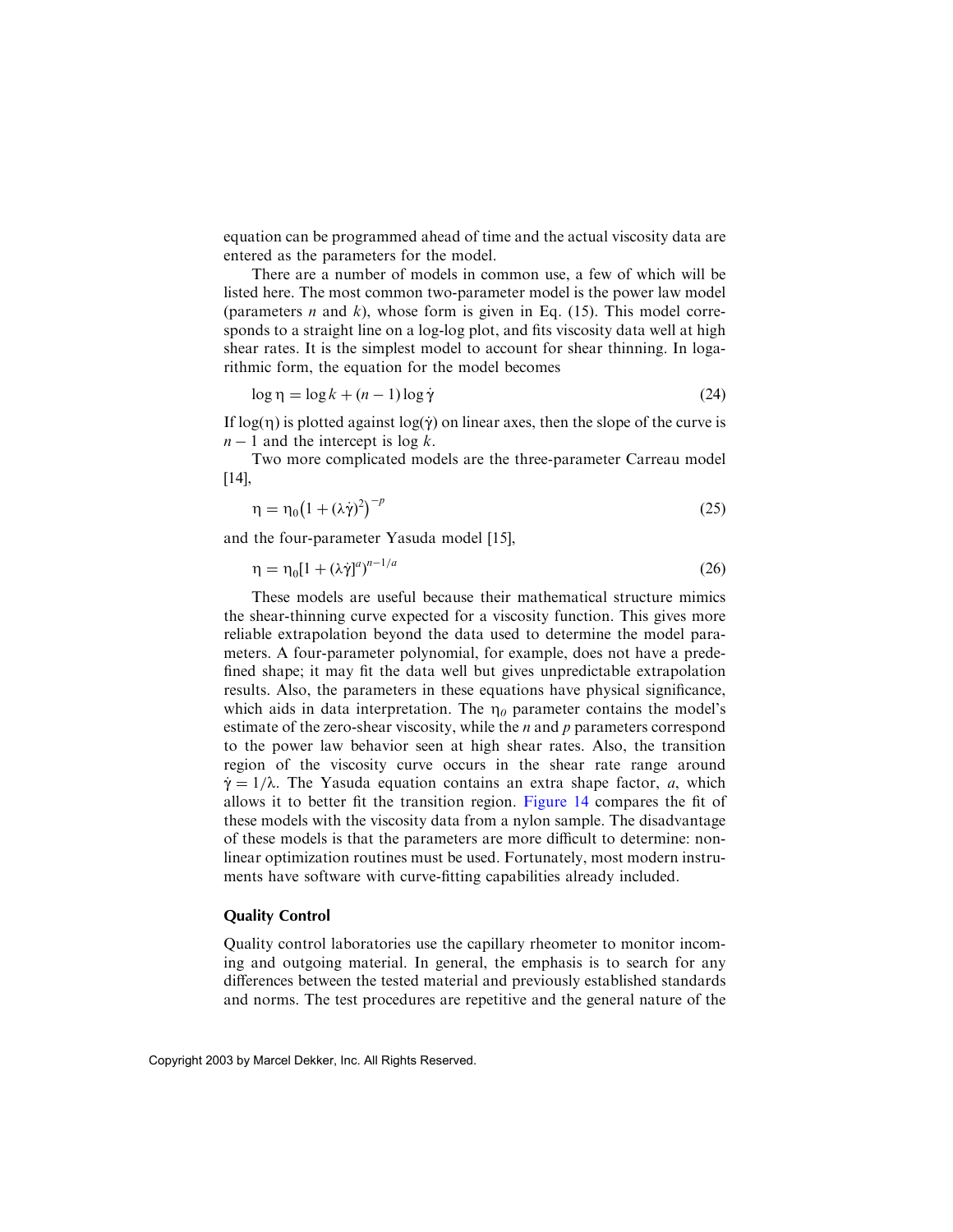equation can be programmed ahead of time and the actual viscosity data are entered as the parameters for the model.

There are a number of models in common use, a few of which will be listed here. The most common two-parameter model is the power law model (parameters $n$ and $k$), whose form is given in Eq. (15). This model corresponds to a straight line on a log-log plot, and fits viscosity data well at high shear rates. It is the simplest model to account for shear thinning. In logarithmic form, the equation for the model becomes

$$\log \eta = \log k + (n-1)\log \dot{\gamma} \tag{24}$$

If $\log(\eta)$ is plotted against $\log(\dot{\gamma})$ on linear axes, then the slope of the curve is $n-1$ and the intercept is $\log k$.

Two more complicated models are the three-parameter Carreau model [14],

$$\eta = \eta_0\left(1 + (\lambda\dot{\gamma})^2\right)^{-p} \tag{25}$$

and the four-parameter Yasuda model [15],

$$\eta = \eta_0[1 + (\lambda\dot{\gamma}]^a)^{n-1/a} \tag{26}$$

These models are useful because their mathematical structure mimics the shear-thinning curve expected for a viscosity function. This gives more reliable extrapolation beyond the data used to determine the model parameters. A four-parameter polynomial, for example, does not have a predefined shape; it may fit the data well but gives unpredictable extrapolation results. Also, the parameters in these equations have physical significance, which aids in data interpretation. The $\eta_0$ parameter contains the model's estimate of the zero-shear viscosity, while the $n$ and $p$ parameters correspond to the power law behavior seen at high shear rates. Also, the transition region of the viscosity curve occurs in the shear rate range around $\dot{\gamma} = 1/\lambda$. The Yasuda equation contains an extra shape factor, $a$, which allows it to better fit the transition region. Figure 14 compares the fit of these models with the viscosity data from a nylon sample. The disadvantage of these models is that the parameters are more difficult to determine: nonlinear optimization routines must be used. Fortunately, most modern instruments have software with curve-fitting capabilities already included.

## Quality Control

Quality control laboratories use the capillary rheometer to monitor incoming and outgoing material. In general, the emphasis is to search for any differences between the tested material and previously established standards and norms. The test procedures are repetitive and the general nature of the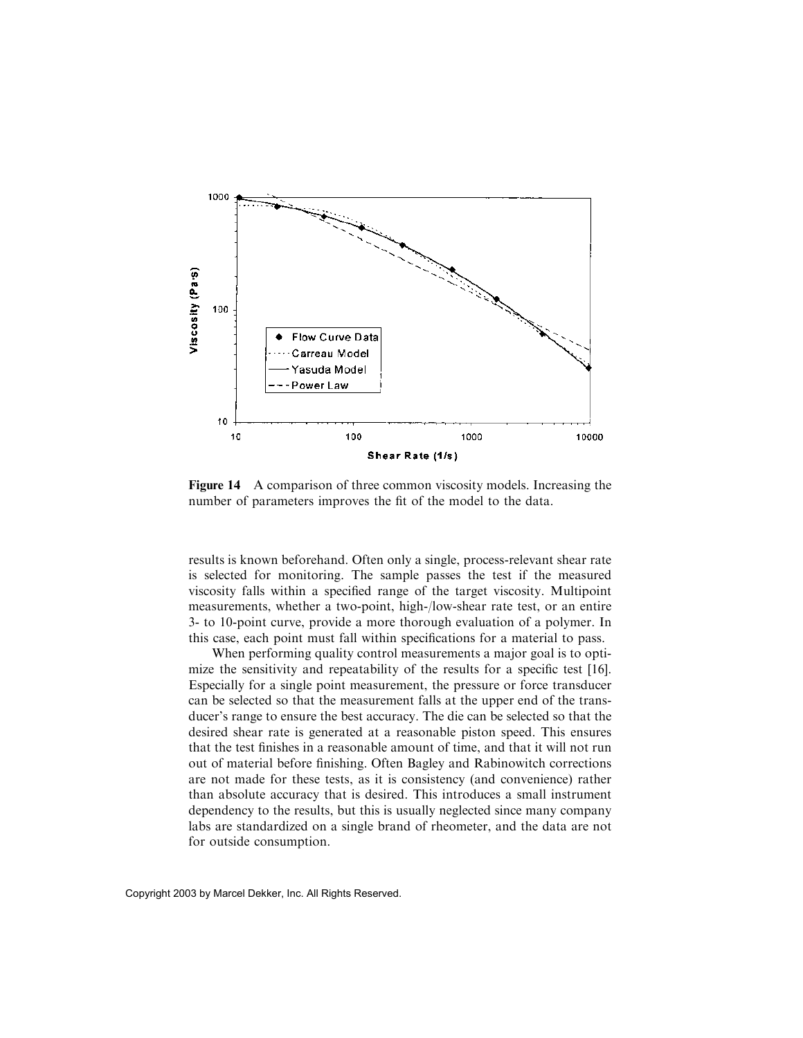**Figure 14** A comparison of three common viscosity models. Increasing the number of parameters improves the fit of the model to the data.

results is known beforehand. Often only a single, process-relevant shear rate is selected for monitoring. The sample passes the test if the measured viscosity falls within a specified range of the target viscosity. Multipoint measurements, whether a two-point, high-/low-shear rate test, or an entire 3- to 10-point curve, provide a more thorough evaluation of a polymer. In this case, each point must fall within specifications for a material to pass.

When performing quality control measurements a major goal is to optimize the sensitivity and repeatability of the results for a specific test [16]. Especially for a single point measurement, the pressure or force transducer can be selected so that the measurement falls at the upper end of the transducer's range to ensure the best accuracy. The die can be selected so that the desired shear rate is generated at a reasonable piston speed. This ensures that the test finishes in a reasonable amount of time, and that it will not run out of material before finishing. Often Bagley and Rabinowitch corrections are not made for these tests, as it is consistency (and convenience) rather than absolute accuracy that is desired. This introduces a small instrument dependency to the results, but this is usually neglected since many company labs are standardized on a single brand of rheometer, and the data are not for outside consumption.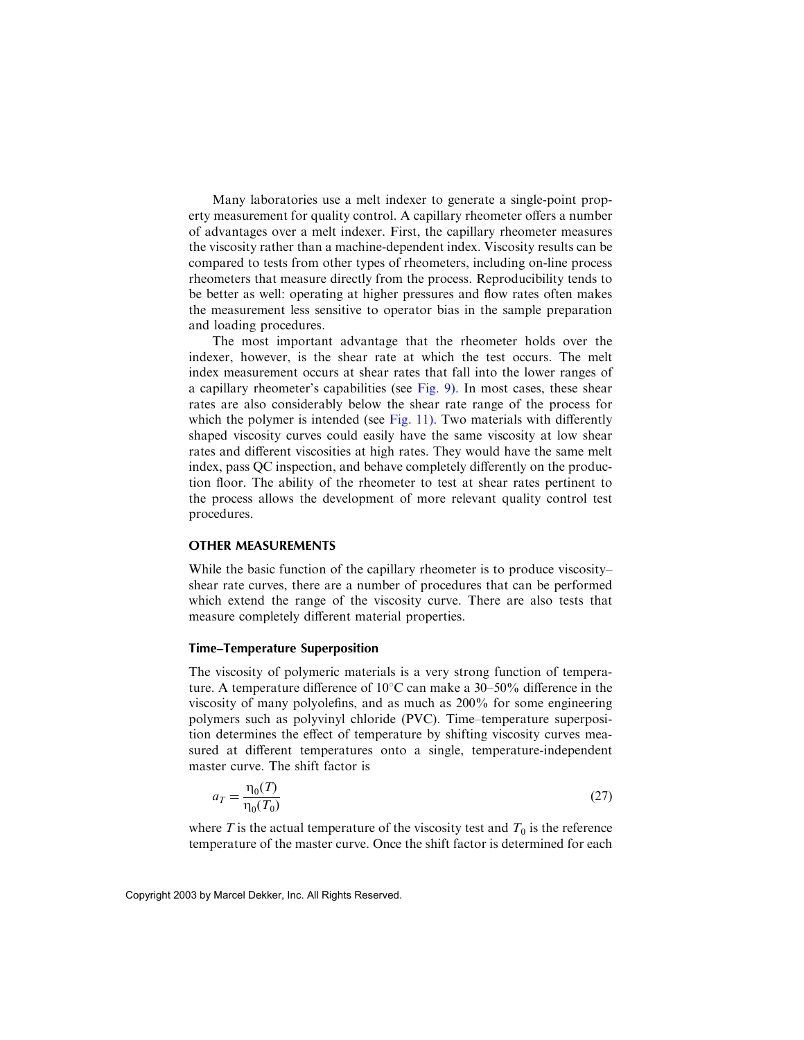Many laboratories use a melt indexer to generate a single-point property measurement for quality control. A capillary rheometer offers a number of advantages over a melt indexer. First, the capillary rheometer measures the viscosity rather than a machine-dependent index. Viscosity results can be compared to tests from other types of rheometers, including on-line process rheometers that measure directly from the process. Reproducibility tends to be better as well: operating at higher pressures and flow rates often makes the measurement less sensitive to operator bias in the sample preparation and loading procedures.

The most important advantage that the rheometer holds over the indexer, however, is the shear rate at which the test occurs. The melt index measurement occurs at shear rates that fall into the lower ranges of a capillary rheometer's capabilities (see Fig. 9). In most cases, these shear rates are also considerably below the shear rate range of the process for which the polymer is intended (see Fig. 11). Two materials with differently shaped viscosity curves could easily have the same viscosity at low shear rates and different viscosities at high rates. They would have the same melt index, pass QC inspection, and behave completely differently on the production floor. The ability of the rheometer to test at shear rates pertinent to the process allows the development of more relevant quality control test procedures.

## OTHER MEASUREMENTS

While the basic function of the capillary rheometer is to produce viscosity–shear rate curves, there are a number of procedures that can be performed which extend the range of the viscosity curve. There are also tests that measure completely different material properties.

### Time–Temperature Superposition

The viscosity of polymeric materials is a very strong function of temperature. A temperature difference of 10°C can make a 30–50% difference in the viscosity of many polyolefins, and as much as 200% for some engineering polymers such as polyvinyl chloride (PVC). Time–temperature superposition determines the effect of temperature by shifting viscosity curves measured at different temperatures onto a single, temperature-independent master curve. The shift factor is

$$a_T = \frac{\eta_0(T)}{\eta_0(T_0)} \tag{27}$$

where $T$ is the actual temperature of the viscosity test and $T_0$ is the reference temperature of the master curve. Once the shift factor is determined for each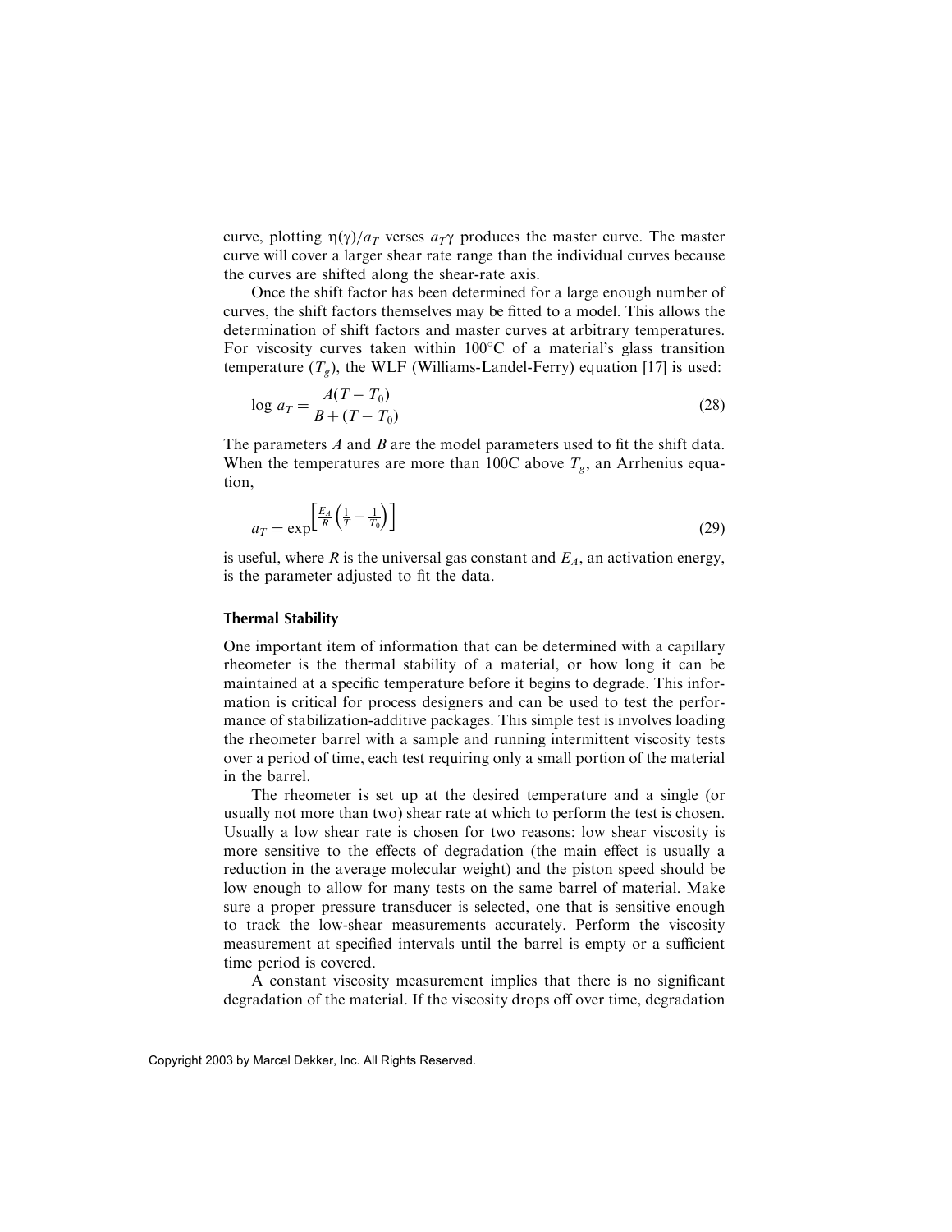curve, plotting $\eta(\gamma)/a_T$ verses $a_T\gamma$ produces the master curve. The master curve will cover a larger shear rate range than the individual curves because the curves are shifted along the shear-rate axis.

Once the shift factor has been determined for a large enough number of curves, the shift factors themselves may be fitted to a model. This allows the determination of shift factors and master curves at arbitrary temperatures. For viscosity curves taken within 100°C of a material's glass transition temperature ($T_g$), the WLF (Williams-Landel-Ferry) equation [17] is used:

$$\log a_T = \frac{A(T - T_0)}{B + (T - T_0)} \tag{28}$$

The parameters $A$ and $B$ are the model parameters used to fit the shift data. When the temperatures are more than 100C above $T_g$, an Arrhenius equation,

$$a_T = \exp\left[\frac{E_A}{R}\left(\frac{1}{T} - \frac{1}{T_0}\right)\right] \tag{29}$$

is useful, where $R$ is the universal gas constant and $E_A$, an activation energy, is the parameter adjusted to fit the data.

### Thermal Stability

One important item of information that can be determined with a capillary rheometer is the thermal stability of a material, or how long it can be maintained at a specific temperature before it begins to degrade. This information is critical for process designers and can be used to test the performance of stabilization-additive packages. This simple test is involves loading the rheometer barrel with a sample and running intermittent viscosity tests over a period of time, each test requiring only a small portion of the material in the barrel.

The rheometer is set up at the desired temperature and a single (or usually not more than two) shear rate at which to perform the test is chosen. Usually a low shear rate is chosen for two reasons: low shear viscosity is more sensitive to the effects of degradation (the main effect is usually a reduction in the average molecular weight) and the piston speed should be low enough to allow for many tests on the same barrel of material. Make sure a proper pressure transducer is selected, one that is sensitive enough to track the low-shear measurements accurately. Perform the viscosity measurement at specified intervals until the barrel is empty or a sufficient time period is covered.

A constant viscosity measurement implies that there is no significant degradation of the material. If the viscosity drops off over time, degradation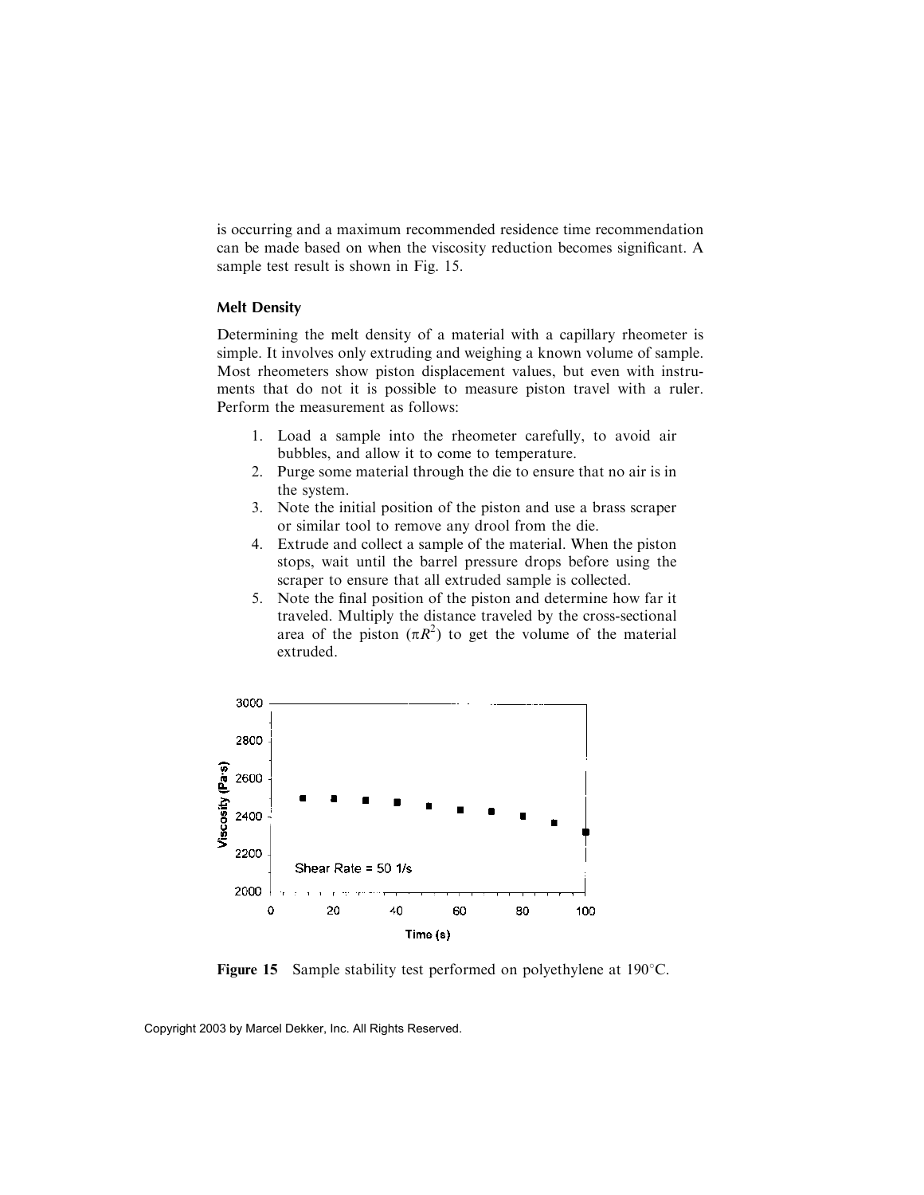is occurring and a maximum recommended residence time recommendation can be made based on when the viscosity reduction becomes significant. A sample test result is shown in Fig. 15.

### Melt Density

Determining the melt density of a material with a capillary rheometer is simple. It involves only extruding and weighing a known volume of sample. Most rheometers show piston displacement values, but even with instruments that do not it is possible to measure piston travel with a ruler. Perform the measurement as follows:

1. Load a sample into the rheometer carefully, to avoid air bubbles, and allow it to come to temperature.
2. Purge some material through the die to ensure that no air is in the system.
3. Note the initial position of the piston and use a brass scraper or similar tool to remove any drool from the die.
4. Extrude and collect a sample of the material. When the piston stops, wait until the barrel pressure drops before using the scraper to ensure that all extruded sample is collected.
5. Note the final position of the piston and determine how far it traveled. Multiply the distance traveled by the cross-sectional area of the piston ($\pi R^2$) to get the volume of the material extruded.

**Figure 15** Sample stability test performed on polyethylene at 190°C.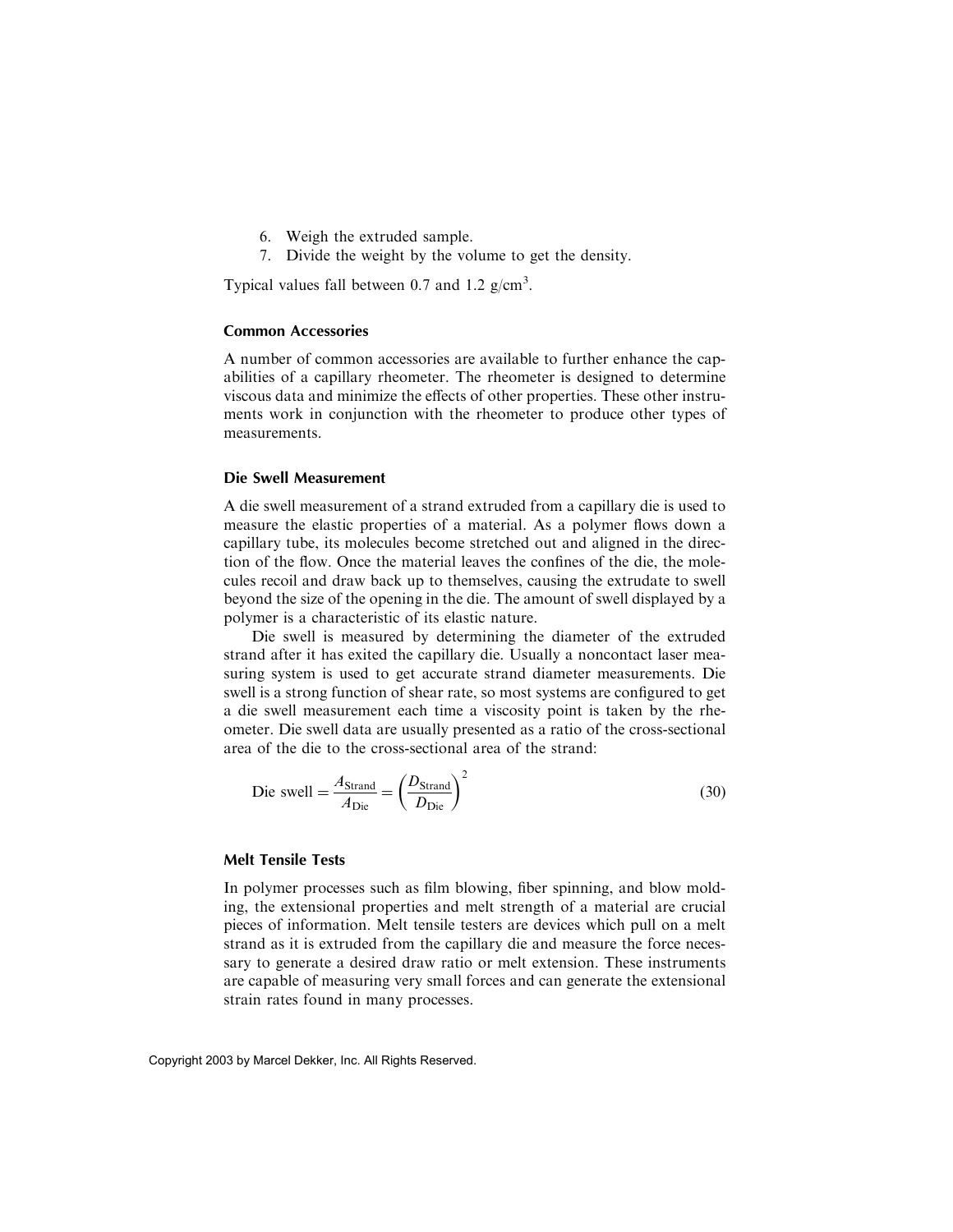6. Weigh the extruded sample.
7. Divide the weight by the volume to get the density.

Typical values fall between 0.7 and 1.2 g/cm$^3$.

### Common Accessories

A number of common accessories are available to further enhance the capabilities of a capillary rheometer. The rheometer is designed to determine viscous data and minimize the effects of other properties. These other instruments work in conjunction with the rheometer to produce other types of measurements.

### Die Swell Measurement

A die swell measurement of a strand extruded from a capillary die is used to measure the elastic properties of a material. As a polymer flows down a capillary tube, its molecules become stretched out and aligned in the direction of the flow. Once the material leaves the confines of the die, the molecules recoil and draw back up to themselves, causing the extrudate to swell beyond the size of the opening in the die. The amount of swell displayed by a polymer is a characteristic of its elastic nature.

Die swell is measured by determining the diameter of the extruded strand after it has exited the capillary die. Usually a noncontact laser measuring system is used to get accurate strand diameter measurements. Die swell is a strong function of shear rate, so most systems are configured to get a die swell measurement each time a viscosity point is taken by the rheometer. Die swell data are usually presented as a ratio of the cross-sectional area of the die to the cross-sectional area of the strand:

$$\text{Die swell} = \frac{A_{\text{Strand}}}{A_{\text{Die}}} = \left(\frac{D_{\text{Strand}}}{D_{\text{Die}}}\right)^2 \tag{30}$$

### Melt Tensile Tests

In polymer processes such as film blowing, fiber spinning, and blow molding, the extensional properties and melt strength of a material are crucial pieces of information. Melt tensile testers are devices which pull on a melt strand as it is extruded from the capillary die and measure the force necessary to generate a desired draw ratio or melt extension. These instruments are capable of measuring very small forces and can generate the extensional strain rates found in many processes.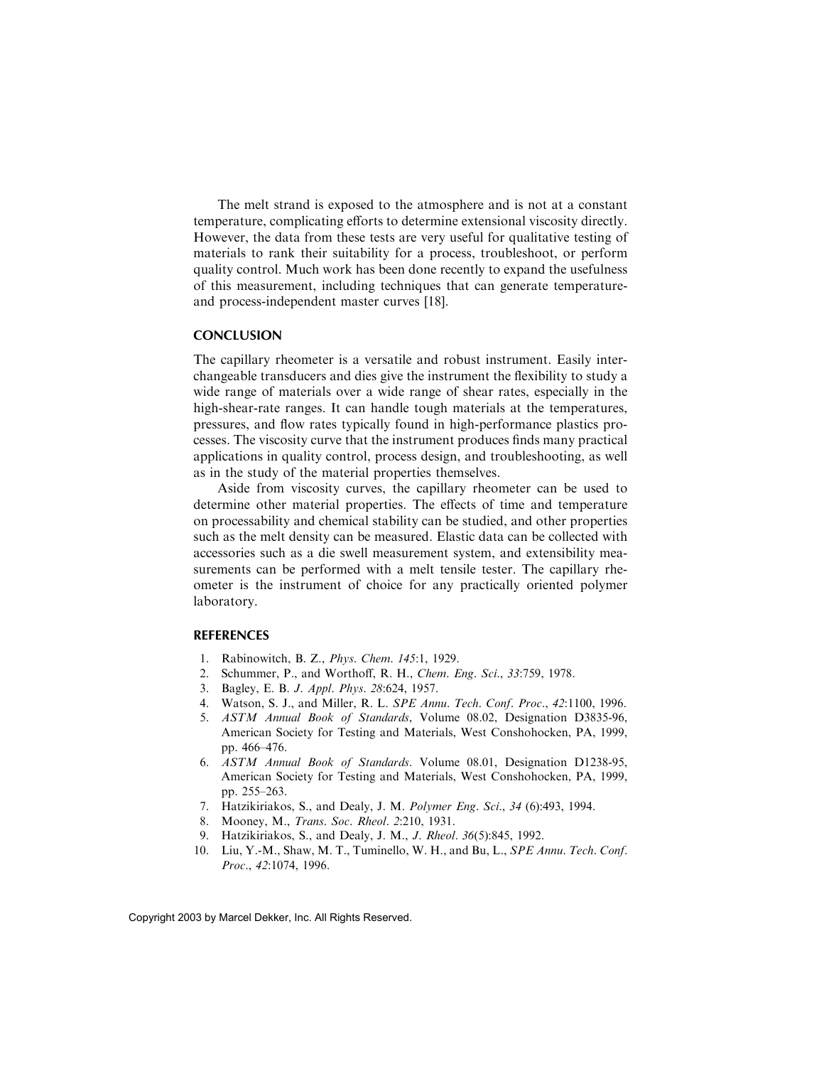The melt strand is exposed to the atmosphere and is not at a constant temperature, complicating efforts to determine extensional viscosity directly. However, the data from these tests are very useful for qualitative testing of materials to rank their suitability for a process, troubleshoot, or perform quality control. Much work has been done recently to expand the usefulness of this measurement, including techniques that can generate temperature- and process-independent master curves [18].

## CONCLUSION

The capillary rheometer is a versatile and robust instrument. Easily interchangeable transducers and dies give the instrument the flexibility to study a wide range of materials over a wide range of shear rates, especially in the high-shear-rate ranges. It can handle tough materials at the temperatures, pressures, and flow rates typically found in high-performance plastics processes. The viscosity curve that the instrument produces finds many practical applications in quality control, process design, and troubleshooting, as well as in the study of the material properties themselves.

Aside from viscosity curves, the capillary rheometer can be used to determine other material properties. The effects of time and temperature on processability and chemical stability can be studied, and other properties such as the melt density can be measured. Elastic data can be collected with accessories such as a die swell measurement system, and extensibility measurements can be performed with a melt tensile tester. The capillary rheometer is the instrument of choice for any practically oriented polymer laboratory.

## REFERENCES

1. Rabinowitch, B. Z., *Phys. Chem. 145*:1, 1929.
2. Schummer, P., and Worthoff, R. H., *Chem. Eng. Sci.*, *33*:759, 1978.
3. Bagley, E. B. *J. Appl. Phys. 28*:624, 1957.
4. Watson, S. J., and Miller, R. L. *SPE Annu. Tech. Conf. Proc.*, *42*:1100, 1996.
5. *ASTM Annual Book of Standards*, Volume 08.02, Designation D3835-96, American Society for Testing and Materials, West Conshohocken, PA, 1999, pp. 466–476.
6. *ASTM Annual Book of Standards*. Volume 08.01, Designation D1238-95, American Society for Testing and Materials, West Conshohocken, PA, 1999, pp. 255–263.
7. Hatzikiriakos, S., and Dealy, J. M. *Polymer Eng. Sci.*, *34* (6):493, 1994.
8. Mooney, M., *Trans. Soc. Rheol. 2*:210, 1931.
9. Hatzikiriakos, S., and Dealy, J. M., *J. Rheol. 36*(5):845, 1992.
10. Liu, Y.-M., Shaw, M. T., Tuminello, W. H., and Bu, L., *SPE Annu. Tech. Conf. Proc.*, *42*:1074, 1996.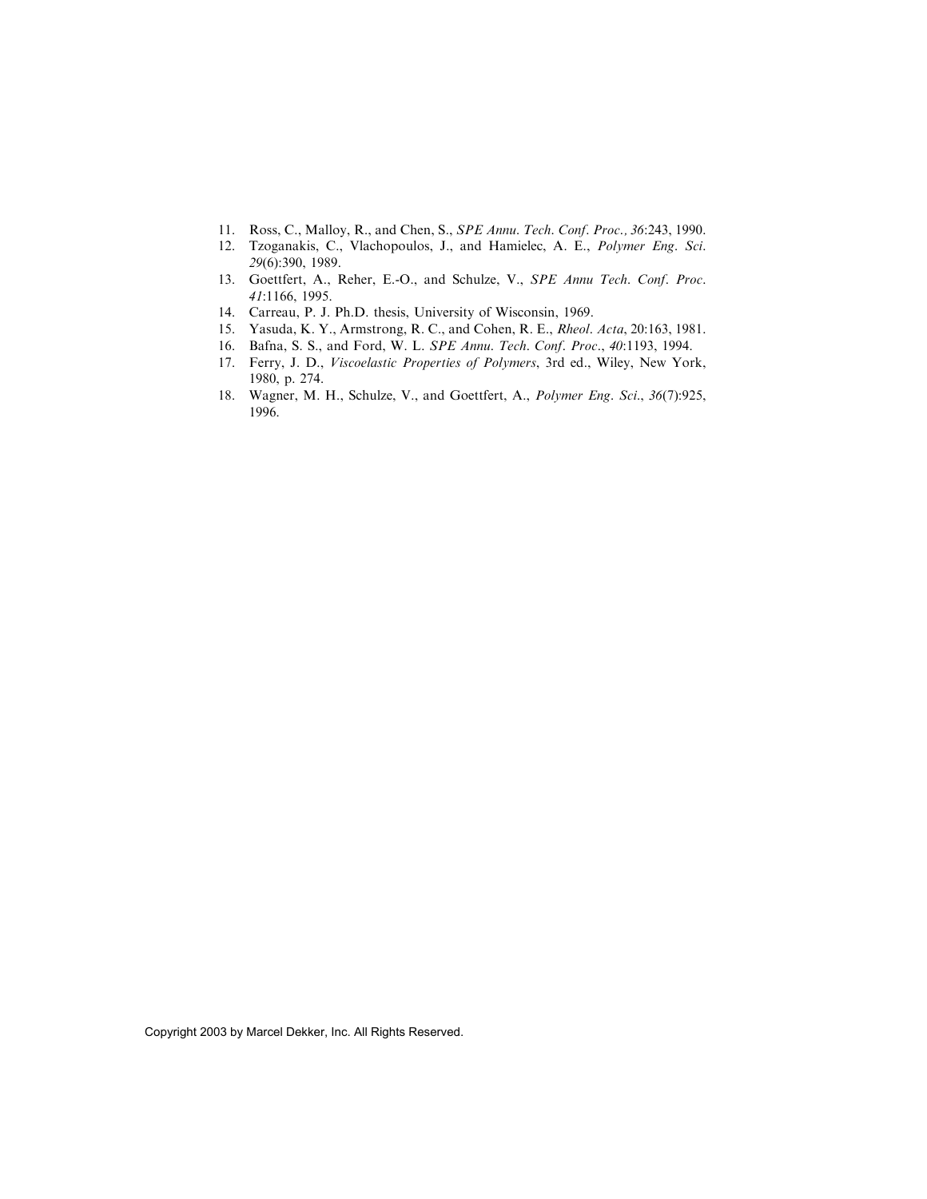11. Ross, C., Malloy, R., and Chen, S., *SPE Annu. Tech. Conf. Proc., 36*:243, 1990.
12. Tzoganakis, C., Vlachopoulos, J., and Hamielec, A. E., *Polymer Eng. Sci. 29*(6):390, 1989.
13. Goettfert, A., Reher, E.-O., and Schulze, V., *SPE Annu Tech. Conf. Proc. 41*:1166, 1995.
14. Carreau, P. J. Ph.D. thesis, University of Wisconsin, 1969.
15. Yasuda, K. Y., Armstrong, R. C., and Cohen, R. E., *Rheol. Acta*, 20:163, 1981.
16. Bafna, S. S., and Ford, W. L. *SPE Annu. Tech. Conf. Proc.*, *40*:1193, 1994.
17. Ferry, J. D., *Viscoelastic Properties of Polymers*, 3rd ed., Wiley, New York, 1980, p. 274.
18. Wagner, M. H., Schulze, V., and Goettfert, A., *Polymer Eng. Sci.*, *36*(7):925, 1996.

Copyright 2003 by Marcel Dekker, Inc. All Rights Reserved.